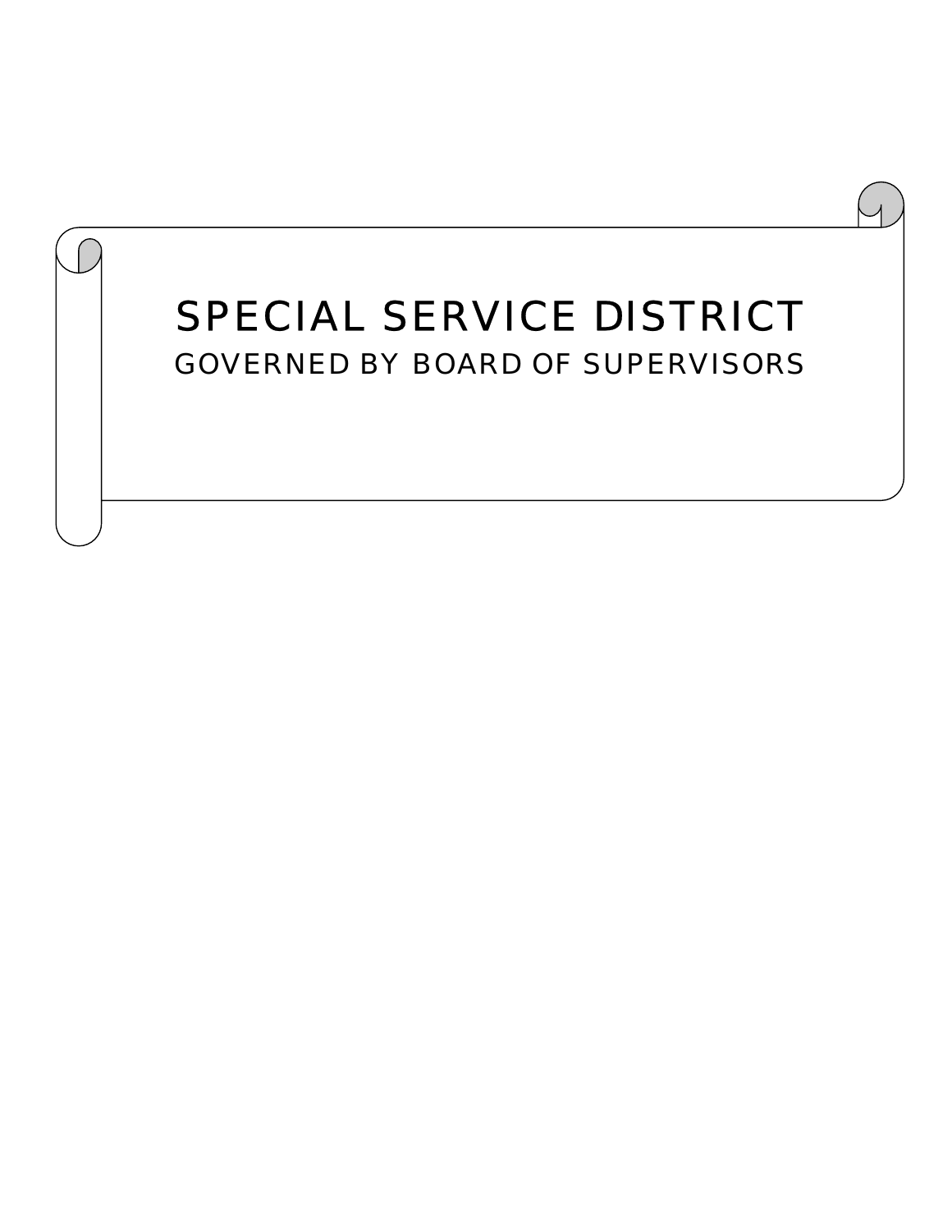# SPECIAL SERVICE DISTRICT

## GOVERNED BY BOARD OF SUPERVISORS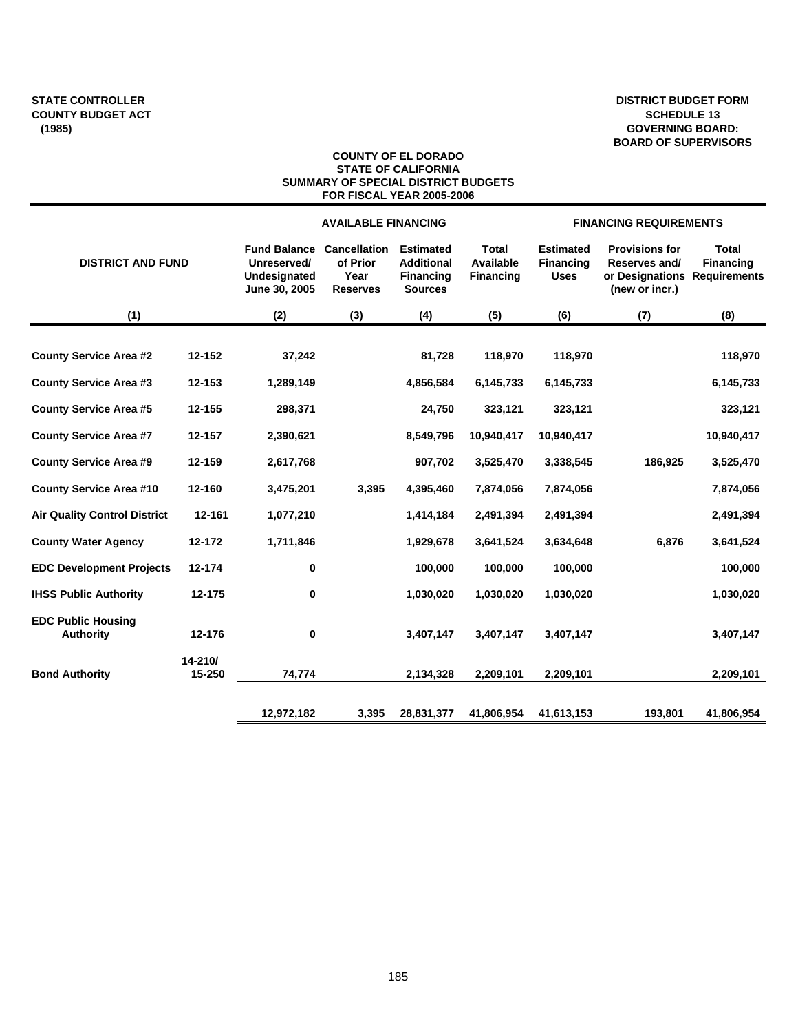STATE CONTROLLER
COUNTY BUDGET ACT
(1985)

DISTRICT BUDGET FORM
SCHEDULE 13
GOVERNING BOARD:
BOARD OF SUPERVISORS

# COUNTY OF EL DORADO
## STATE OF CALIFORNIA
## SUMMARY OF SPECIAL DISTRICT BUDGETS
## FOR FISCAL YEAR 2005-2006

| DISTRICT AND FUND | | AVAILABLE FINANCING | | | | FINANCING REQUIREMENTS | | |
|---|---|---|---|---|---|---|---|---|
| | | Fund Balance Unreserved/ Undesignated June 30, 2005 | Cancellation of Prior Year Reserves | Estimated Additional Financing Sources | Total Available Financing | Estimated Financing Uses | Provisions for Reserves and/ or Designations (new or incr.) | Total Financing Requirements |
| (1) | | (2) | (3) | (4) | (5) | (6) | (7) | (8) |
| **County Service Area #2** | **12-152** | **37,242** | | **81,728** | **118,970** | **118,970** | | **118,970** |
| **County Service Area #3** | **12-153** | **1,289,149** | | **4,856,584** | **6,145,733** | **6,145,733** | | **6,145,733** |
| **County Service Area #5** | **12-155** | **298,371** | | **24,750** | **323,121** | **323,121** | | **323,121** |
| **County Service Area #7** | **12-157** | **2,390,621** | | **8,549,796** | **10,940,417** | **10,940,417** | | **10,940,417** |
| **County Service Area #9** | **12-159** | **2,617,768** | | **907,702** | **3,525,470** | **3,338,545** | **186,925** | **3,525,470** |
| **County Service Area #10** | **12-160** | **3,475,201** | **3,395** | **4,395,460** | **7,874,056** | **7,874,056** | | **7,874,056** |
| **Air Quality Control District** | **12-161** | **1,077,210** | | **1,414,184** | **2,491,394** | **2,491,394** | | **2,491,394** |
| **County Water Agency** | **12-172** | **1,711,846** | | **1,929,678** | **3,641,524** | **3,634,648** | **6,876** | **3,641,524** |
| **EDC Development Projects** | **12-174** | **0** | | **100,000** | **100,000** | **100,000** | | **100,000** |
| **IHSS Public Authority** | **12-175** | **0** | | **1,030,020** | **1,030,020** | **1,030,020** | | **1,030,020** |
| **EDC Public Housing Authority** | **12-176** | **0** | | **3,407,147** | **3,407,147** | **3,407,147** | | **3,407,147** |
| **Bond Authority** | **14-210/ 15-250** | **74,774** | | **2,134,328** | **2,209,101** | **2,209,101** | | **2,209,101** |
| | | **12,972,182** | **3,395** | **28,831,377** | **41,806,954** | **41,613,153** | **193,801** | **41,806,954** |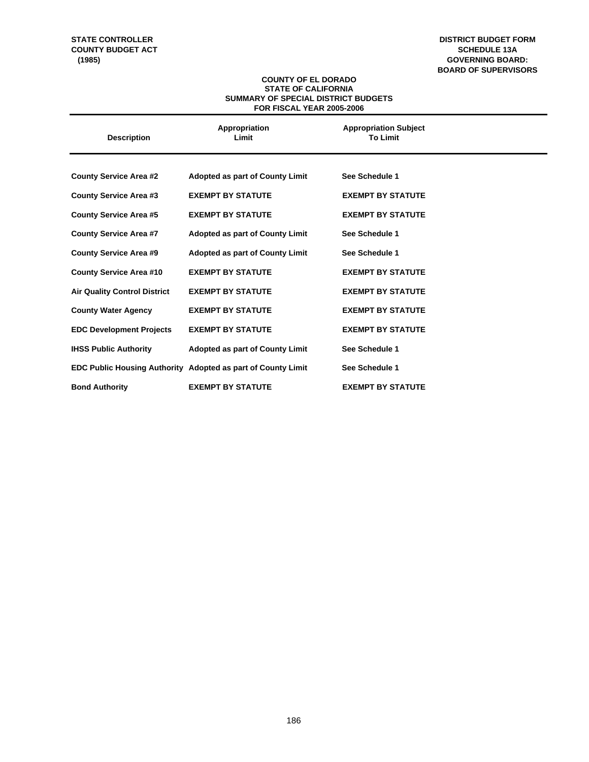**STATE CONTROLLER**
**COUNTY BUDGET ACT**
**(1985)**

**DISTRICT BUDGET FORM**
**SCHEDULE 13A**
**GOVERNING BOARD:**
**BOARD OF SUPERVISORS**

## COUNTY OF EL DORADO
## STATE OF CALIFORNIA
## SUMMARY OF SPECIAL DISTRICT BUDGETS
## FOR FISCAL YEAR 2005-2006

| Description | Appropriation Limit | Appropriation Subject To Limit |
|---|---|---|
| County Service Area #2 | Adopted as part of County Limit | See Schedule 1 |
| County Service Area #3 | EXEMPT BY STATUTE | EXEMPT BY STATUTE |
| County Service Area #5 | EXEMPT BY STATUTE | EXEMPT BY STATUTE |
| County Service Area #7 | Adopted as part of County Limit | See Schedule 1 |
| County Service Area #9 | Adopted as part of County Limit | See Schedule 1 |
| County Service Area #10 | EXEMPT BY STATUTE | EXEMPT BY STATUTE |
| Air Quality Control District | EXEMPT BY STATUTE | EXEMPT BY STATUTE |
| County Water Agency | EXEMPT BY STATUTE | EXEMPT BY STATUTE |
| EDC Development Projects | EXEMPT BY STATUTE | EXEMPT BY STATUTE |
| IHSS Public Authority | Adopted as part of County Limit | See Schedule 1 |
| EDC Public Housing Authority | Adopted as part of County Limit | See Schedule 1 |
| Bond Authority | EXEMPT BY STATUTE | EXEMPT BY STATUTE |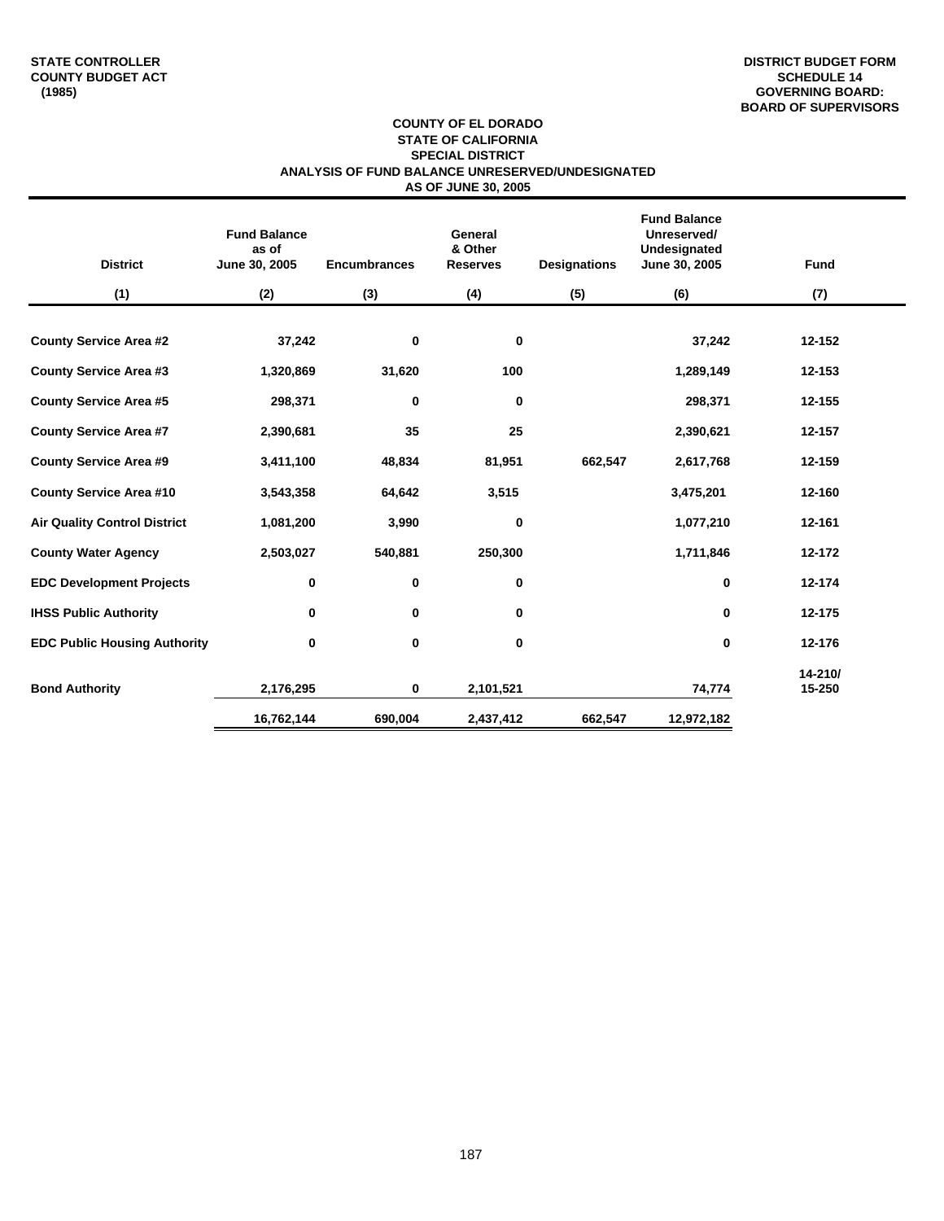STATE CONTROLLER
COUNTY BUDGET ACT
(1985)

DISTRICT BUDGET FORM
SCHEDULE 14
GOVERNING BOARD:
BOARD OF SUPERVISORS

**COUNTY OF EL DORADO**
**STATE OF CALIFORNIA**
**SPECIAL DISTRICT**
**ANALYSIS OF FUND BALANCE UNRESERVED/UNDESIGNATED**
**AS OF JUNE 30, 2005**

| District | Fund Balance as of June 30, 2005 | Encumbrances | General & Other Reserves | Designations | Fund Balance Unreserved/ Undesignated June 30, 2005 | Fund |
|---|---|---|---|---|---|---|
| (1) | (2) | (3) | (4) | (5) | (6) | (7) |
| County Service Area #2 | 37,242 | 0 | 0 | | 37,242 | 12-152 |
| County Service Area #3 | 1,320,869 | 31,620 | 100 | | 1,289,149 | 12-153 |
| County Service Area #5 | 298,371 | 0 | 0 | | 298,371 | 12-155 |
| County Service Area #7 | 2,390,681 | 35 | 25 | | 2,390,621 | 12-157 |
| County Service Area #9 | 3,411,100 | 48,834 | 81,951 | 662,547 | 2,617,768 | 12-159 |
| County Service Area #10 | 3,543,358 | 64,642 | 3,515 | | 3,475,201 | 12-160 |
| Air Quality Control District | 1,081,200 | 3,990 | 0 | | 1,077,210 | 12-161 |
| County Water Agency | 2,503,027 | 540,881 | 250,300 | | 1,711,846 | 12-172 |
| EDC Development Projects | 0 | 0 | 0 | | 0 | 12-174 |
| IHSS Public Authority | 0 | 0 | 0 | | 0 | 12-175 |
| EDC Public Housing Authority | 0 | 0 | 0 | | 0 | 12-176 |
| Bond Authority | 2,176,295 | 0 | 2,101,521 | | 74,774 | 14-210/ 15-250 |
| | 16,762,144 | 690,004 | 2,437,412 | 662,547 | 12,972,182 | |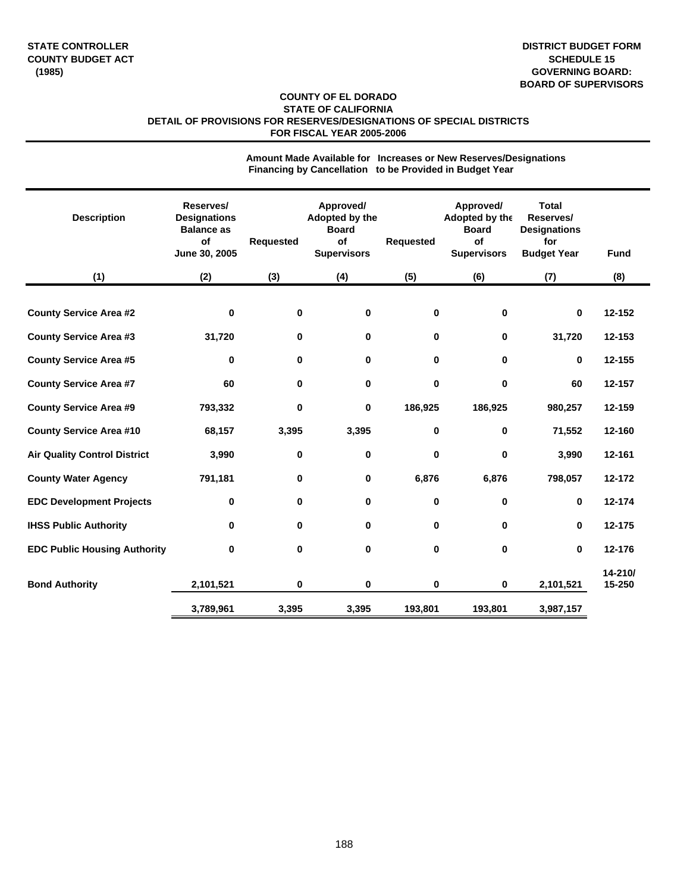**STATE CONTROLLER**
**COUNTY BUDGET ACT**
**(1985)**

**DISTRICT BUDGET FORM**
**SCHEDULE 15**
**GOVERNING BOARD:**
**BOARD OF SUPERVISORS**

**COUNTY OF EL DORADO**
**STATE OF CALIFORNIA**
**DETAIL OF PROVISIONS FOR RESERVES/DESIGNATIONS OF SPECIAL DISTRICTS**
**FOR FISCAL YEAR 2005-2006**

| Description | Reserves/ Designations Balance as of June 30, 2005 | Amount Made Available for Financing by Cancellation | | Increases or New Reserves/Designations to be Provided in Budget Year | | Total Reserves/ Designations for Budget Year | Fund |
|---|---|---|---|---|---|---|---|
| | | Requested | Approved/ Adopted by the Board of Supervisors | Requested | Approved/ Adopted by the Board of Supervisors | | |
| (1) | (2) | (3) | (4) | (5) | (6) | (7) | (8) |
| County Service Area #2 | 0 | 0 | 0 | 0 | 0 | 0 | 12-152 |
| County Service Area #3 | 31,720 | 0 | 0 | 0 | 0 | 31,720 | 12-153 |
| County Service Area #5 | 0 | 0 | 0 | 0 | 0 | 0 | 12-155 |
| County Service Area #7 | 60 | 0 | 0 | 0 | 0 | 60 | 12-157 |
| County Service Area #9 | 793,332 | 0 | 0 | 186,925 | 186,925 | 980,257 | 12-159 |
| County Service Area #10 | 68,157 | 3,395 | 3,395 | 0 | 0 | 71,552 | 12-160 |
| Air Quality Control District | 3,990 | 0 | 0 | 0 | 0 | 3,990 | 12-161 |
| County Water Agency | 791,181 | 0 | 0 | 6,876 | 6,876 | 798,057 | 12-172 |
| EDC Development Projects | 0 | 0 | 0 | 0 | 0 | 0 | 12-174 |
| IHSS Public Authority | 0 | 0 | 0 | 0 | 0 | 0 | 12-175 |
| EDC Public Housing Authority | 0 | 0 | 0 | 0 | 0 | 0 | 12-176 |
| Bond Authority | 2,101,521 | 0 | 0 | 0 | 0 | 2,101,521 | 14-210/ 15-250 |
| | 3,789,961 | 3,395 | 3,395 | 193,801 | 193,801 | 3,987,157 | |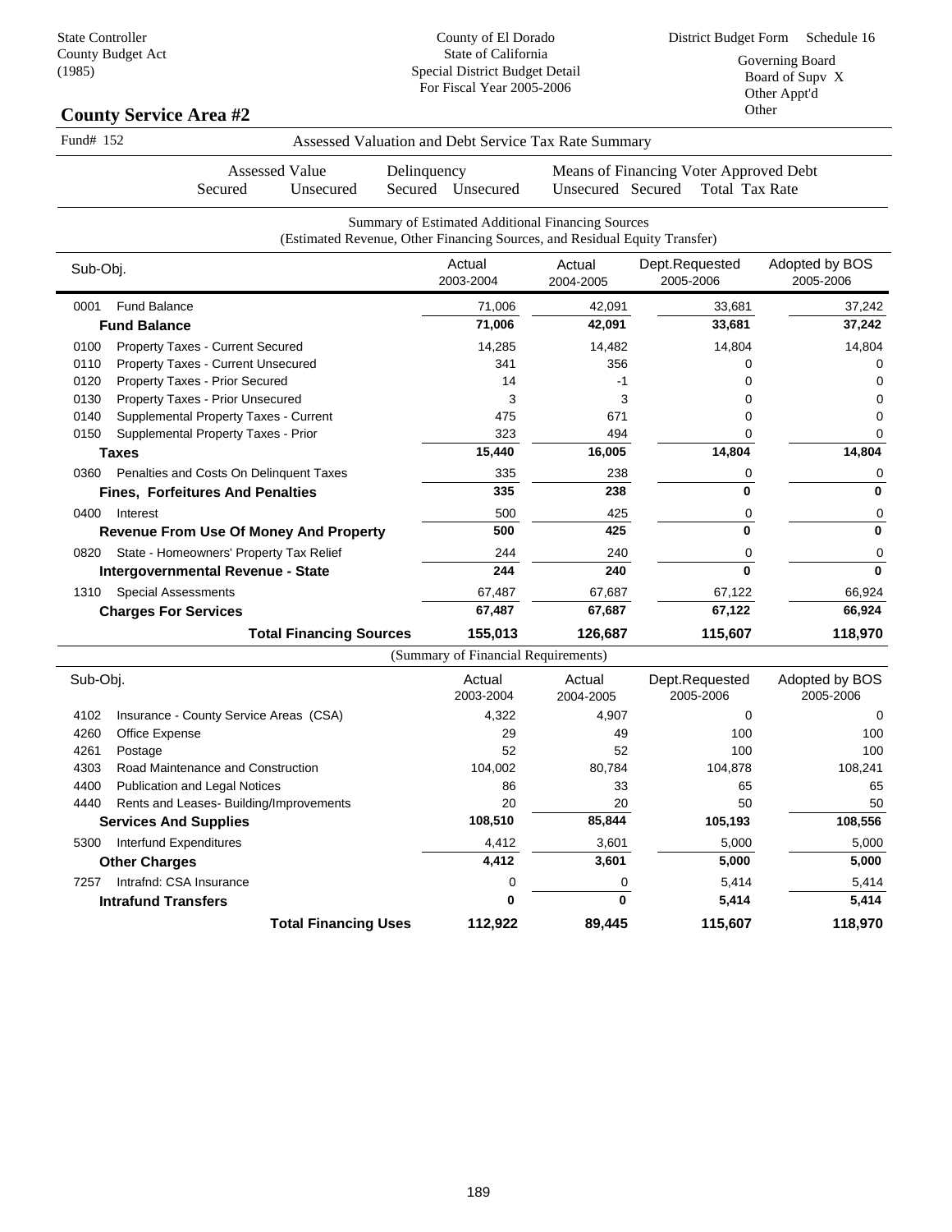State Controller
County Budget Act
(1985)

County of El Dorado
State of California
Special District Budget Detail
For Fiscal Year 2005-2006

District Budget Form Schedule 16

Governing Board
Board of Supv X
Other Appt'd
Other

## County Service Area #2

Fund# 152 — Assessed Valuation and Debt Service Tax Rate Summary

| Assessed Value | | Delinquency | | Means of Financing Voter Approved Debt | | |
|---|---|---|---|---|---|---|
| Secured | Unsecured | Secured | Unsecured | Unsecured | Secured | Total Tax Rate |

### Summary of Estimated Additional Financing Sources
(Estimated Revenue, Other Financing Sources, and Residual Equity Transfer)

| Sub-Obj. | | Actual 2003-2004 | Actual 2004-2005 | Dept.Requested 2005-2006 | Adopted by BOS 2005-2006 |
|---|---|---|---|---|---|
| 0001 | Fund Balance | 71,006 | 42,091 | 33,681 | 37,242 |
| | **Fund Balance** | **71,006** | **42,091** | **33,681** | **37,242** |
| 0100 | Property Taxes - Current Secured | 14,285 | 14,482 | 14,804 | 14,804 |
| 0110 | Property Taxes - Current Unsecured | 341 | 356 | 0 | 0 |
| 0120 | Property Taxes - Prior Secured | 14 | -1 | 0 | 0 |
| 0130 | Property Taxes - Prior Unsecured | 3 | 3 | 0 | 0 |
| 0140 | Supplemental Property Taxes - Current | 475 | 671 | 0 | 0 |
| 0150 | Supplemental Property Taxes - Prior | 323 | 494 | 0 | 0 |
| | **Taxes** | **15,440** | **16,005** | **14,804** | **14,804** |
| 0360 | Penalties and Costs On Delinquent Taxes | 335 | 238 | 0 | 0 |
| | **Fines, Forfeitures And Penalties** | **335** | **238** | **0** | **0** |
| 0400 | Interest | 500 | 425 | 0 | 0 |
| | **Revenue From Use Of Money And Property** | **500** | **425** | **0** | **0** |
| 0820 | State - Homeowners' Property Tax Relief | 244 | 240 | 0 | 0 |
| | **Intergovernmental Revenue - State** | **244** | **240** | **0** | **0** |
| 1310 | Special Assessments | 67,487 | 67,687 | 67,122 | 66,924 |
| | **Charges For Services** | **67,487** | **67,687** | **67,122** | **66,924** |
| | **Total Financing Sources** | **155,013** | **126,687** | **115,607** | **118,970** |

### (Summary of Financial Requirements)

| Sub-Obj. | | Actual 2003-2004 | Actual 2004-2005 | Dept.Requested 2005-2006 | Adopted by BOS 2005-2006 |
|---|---|---|---|---|---|
| 4102 | Insurance - County Service Areas (CSA) | 4,322 | 4,907 | 0 | 0 |
| 4260 | Office Expense | 29 | 49 | 100 | 100 |
| 4261 | Postage | 52 | 52 | 100 | 100 |
| 4303 | Road Maintenance and Construction | 104,002 | 80,784 | 104,878 | 108,241 |
| 4400 | Publication and Legal Notices | 86 | 33 | 65 | 65 |
| 4440 | Rents and Leases- Building/Improvements | 20 | 20 | 50 | 50 |
| | **Services And Supplies** | **108,510** | **85,844** | **105,193** | **108,556** |
| 5300 | Interfund Expenditures | 4,412 | 3,601 | 5,000 | 5,000 |
| | **Other Charges** | **4,412** | **3,601** | **5,000** | **5,000** |
| 7257 | Intrafnd: CSA Insurance | 0 | 0 | 5,414 | 5,414 |
| | **Intrafund Transfers** | **0** | **0** | **5,414** | **5,414** |
| | **Total Financing Uses** | **112,922** | **89,445** | **115,607** | **118,970** |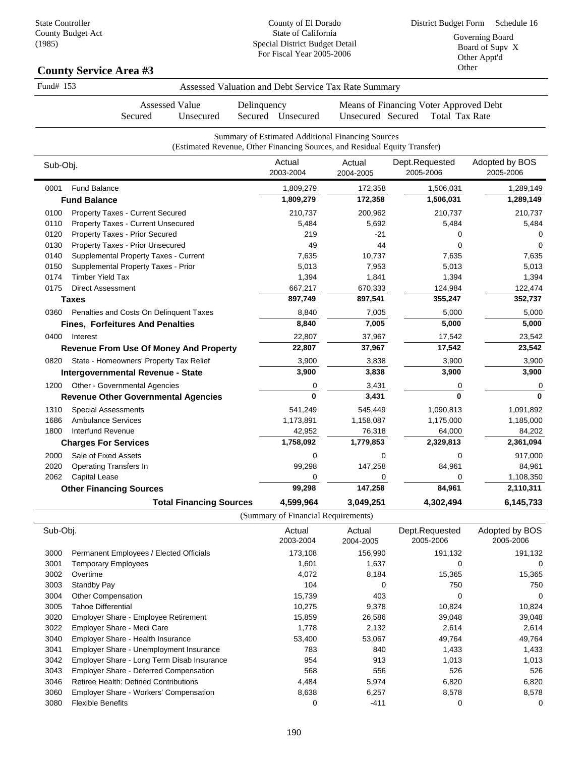State Controller
County Budget Act
(1985)

County of El Dorado
State of California
Special District Budget Detail
For Fiscal Year 2005-2006

District Budget Form Schedule 16

Governing Board
Board of Supv X
Other Appt'd
Other

## County Service Area #3

Fund# 153 — Assessed Valuation and Debt Service Tax Rate Summary

| Assessed Value | | Delinquency | | Means of Financing Voter Approved Debt | | |
|---|---|---|---|---|---|---|
| Secured | Unsecured | Secured | Unsecured | Unsecured | Secured | Total Tax Rate |

### Summary of Estimated Additional Financing Sources
(Estimated Revenue, Other Financing Sources, and Residual Equity Transfer)

| Sub-Obj. | | Actual 2003-2004 | Actual 2004-2005 | Dept.Requested 2005-2006 | Adopted by BOS 2005-2006 |
|---|---|---|---|---|---|
| 0001 | Fund Balance | 1,809,279 | 172,358 | 1,506,031 | 1,289,149 |
| | **Fund Balance** | **1,809,279** | **172,358** | **1,506,031** | **1,289,149** |
| 0100 | Property Taxes - Current Secured | 210,737 | 200,962 | 210,737 | 210,737 |
| 0110 | Property Taxes - Current Unsecured | 5,484 | 5,692 | 5,484 | 5,484 |
| 0120 | Property Taxes - Prior Secured | 219 | -21 | 0 | 0 |
| 0130 | Property Taxes - Prior Unsecured | 49 | 44 | 0 | 0 |
| 0140 | Supplemental Property Taxes - Current | 7,635 | 10,737 | 7,635 | 7,635 |
| 0150 | Supplemental Property Taxes - Prior | 5,013 | 7,953 | 5,013 | 5,013 |
| 0174 | Timber Yield Tax | 1,394 | 1,841 | 1,394 | 1,394 |
| 0175 | Direct Assessment | 667,217 | 670,333 | 124,984 | 122,474 |
| | **Taxes** | **897,749** | **897,541** | **355,247** | **352,737** |
| 0360 | Penalties and Costs On Delinquent Taxes | 8,840 | 7,005 | 5,000 | 5,000 |
| | **Fines, Forfeitures And Penalties** | **8,840** | **7,005** | **5,000** | **5,000** |
| 0400 | Interest | 22,807 | 37,967 | 17,542 | 23,542 |
| | **Revenue From Use Of Money And Property** | **22,807** | **37,967** | **17,542** | **23,542** |
| 0820 | State - Homeowners' Property Tax Relief | 3,900 | 3,838 | 3,900 | 3,900 |
| | **Intergovernmental Revenue - State** | **3,900** | **3,838** | **3,900** | **3,900** |
| 1200 | Other - Governmental Agencies | 0 | 3,431 | 0 | 0 |
| | **Revenue Other Governmental Agencies** | **0** | **3,431** | **0** | **0** |
| 1310 | Special Assessments | 541,249 | 545,449 | 1,090,813 | 1,091,892 |
| 1686 | Ambulance Services | 1,173,891 | 1,158,087 | 1,175,000 | 1,185,000 |
| 1800 | Interfund Revenue | 42,952 | 76,318 | 64,000 | 84,202 |
| | **Charges For Services** | **1,758,092** | **1,779,853** | **2,329,813** | **2,361,094** |
| 2000 | Sale of Fixed Assets | 0 | 0 | 0 | 917,000 |
| 2020 | Operating Transfers In | 99,298 | 147,258 | 84,961 | 84,961 |
| 2062 | Capital Lease | 0 | 0 | 0 | 1,108,350 |
| | **Other Financing Sources** | **99,298** | **147,258** | **84,961** | **2,110,311** |
| | **Total Financing Sources** | **4,599,964** | **3,049,251** | **4,302,494** | **6,145,733** |

### (Summary of Financial Requirements)

| Sub-Obj. | | Actual 2003-2004 | Actual 2004-2005 | Dept.Requested 2005-2006 | Adopted by BOS 2005-2006 |
|---|---|---|---|---|---|
| 3000 | Permanent Employees / Elected Officials | 173,108 | 156,990 | 191,132 | 191,132 |
| 3001 | Temporary Employees | 1,601 | 1,637 | 0 | 0 |
| 3002 | Overtime | 4,072 | 8,184 | 15,365 | 15,365 |
| 3003 | Standby Pay | 104 | 0 | 750 | 750 |
| 3004 | Other Compensation | 15,739 | 403 | 0 | 0 |
| 3005 | Tahoe Differential | 10,275 | 9,378 | 10,824 | 10,824 |
| 3020 | Employer Share - Employee Retirement | 15,859 | 26,586 | 39,048 | 39,048 |
| 3022 | Employer Share - Medi Care | 1,778 | 2,132 | 2,614 | 2,614 |
| 3040 | Employer Share - Health Insurance | 53,400 | 53,067 | 49,764 | 49,764 |
| 3041 | Employer Share - Unemployment Insurance | 783 | 840 | 1,433 | 1,433 |
| 3042 | Employer Share - Long Term Disab Insurance | 954 | 913 | 1,013 | 1,013 |
| 3043 | Employer Share - Deferred Compensation | 568 | 556 | 526 | 526 |
| 3046 | Retiree Health: Defined Contributions | 4,484 | 5,974 | 6,820 | 6,820 |
| 3060 | Employer Share - Workers' Compensation | 8,638 | 6,257 | 8,578 | 8,578 |
| 3080 | Flexible Benefits | 0 | -411 | 0 | 0 |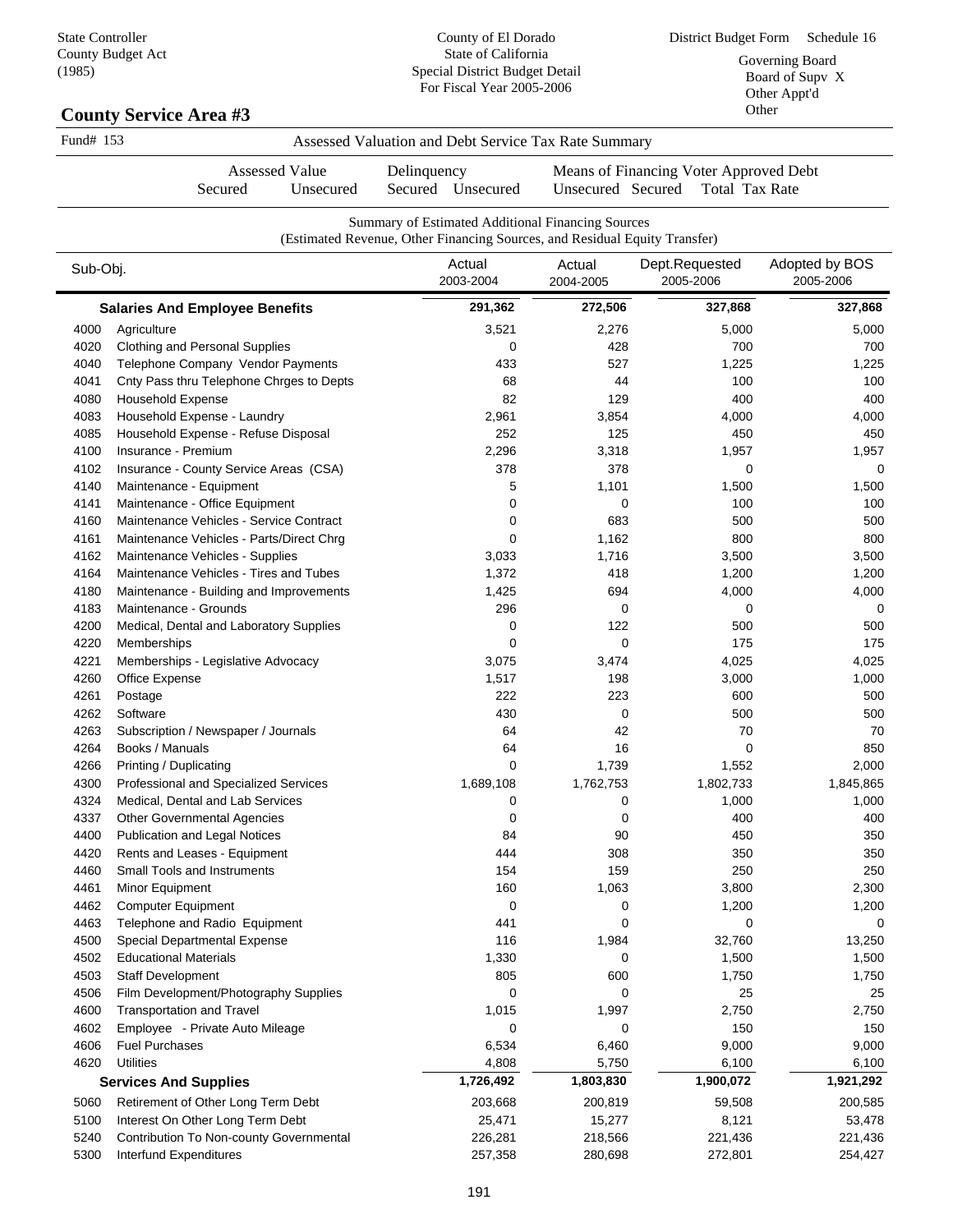State Controller
County Budget Act
(1985)

County of El Dorado
State of California
Special District Budget Detail
For Fiscal Year 2005-2006

District Budget Form Schedule 16

Governing Board
Board of Supv X
Other Appt'd
Other

## County Service Area #3

Fund# 153 Assessed Valuation and Debt Service Tax Rate Summary

| Assessed Value | | Delinquency | | Means of Financing Voter Approved Debt | | |
|---|---|---|---|---|---|---|
| Secured | Unsecured | Secured | Unsecured | Unsecured | Secured | Total Tax Rate |

Summary of Estimated Additional Financing Sources
(Estimated Revenue, Other Financing Sources, and Residual Equity Transfer)

| Sub-Obj. | | Actual 2003-2004 | Actual 2004-2005 | Dept.Requested 2005-2006 | Adopted by BOS 2005-2006 |
|---|---|---|---|---|---|
| | **Salaries And Employee Benefits** | **291,362** | **272,506** | **327,868** | **327,868** |
| 4000 | Agriculture | 3,521 | 2,276 | 5,000 | 5,000 |
| 4020 | Clothing and Personal Supplies | 0 | 428 | 700 | 700 |
| 4040 | Telephone Company Vendor Payments | 433 | 527 | 1,225 | 1,225 |
| 4041 | Cnty Pass thru Telephone Chrges to Depts | 68 | 44 | 100 | 100 |
| 4080 | Household Expense | 82 | 129 | 400 | 400 |
| 4083 | Household Expense - Laundry | 2,961 | 3,854 | 4,000 | 4,000 |
| 4085 | Household Expense - Refuse Disposal | 252 | 125 | 450 | 450 |
| 4100 | Insurance - Premium | 2,296 | 3,318 | 1,957 | 1,957 |
| 4102 | Insurance - County Service Areas (CSA) | 378 | 378 | 0 | 0 |
| 4140 | Maintenance - Equipment | 5 | 1,101 | 1,500 | 1,500 |
| 4141 | Maintenance - Office Equipment | 0 | 0 | 100 | 100 |
| 4160 | Maintenance Vehicles - Service Contract | 0 | 683 | 500 | 500 |
| 4161 | Maintenance Vehicles - Parts/Direct Chrg | 0 | 1,162 | 800 | 800 |
| 4162 | Maintenance Vehicles - Supplies | 3,033 | 1,716 | 3,500 | 3,500 |
| 4164 | Maintenance Vehicles - Tires and Tubes | 1,372 | 418 | 1,200 | 1,200 |
| 4180 | Maintenance - Building and Improvements | 1,425 | 694 | 4,000 | 4,000 |
| 4183 | Maintenance - Grounds | 296 | 0 | 0 | 0 |
| 4200 | Medical, Dental and Laboratory Supplies | 0 | 122 | 500 | 500 |
| 4220 | Memberships | 0 | 0 | 175 | 175 |
| 4221 | Memberships - Legislative Advocacy | 3,075 | 3,474 | 4,025 | 4,025 |
| 4260 | Office Expense | 1,517 | 198 | 3,000 | 1,000 |
| 4261 | Postage | 222 | 223 | 600 | 500 |
| 4262 | Software | 430 | 0 | 500 | 500 |
| 4263 | Subscription / Newspaper / Journals | 64 | 42 | 70 | 70 |
| 4264 | Books / Manuals | 64 | 16 | 0 | 850 |
| 4266 | Printing / Duplicating | 0 | 1,739 | 1,552 | 2,000 |
| 4300 | Professional and Specialized Services | 1,689,108 | 1,762,753 | 1,802,733 | 1,845,865 |
| 4324 | Medical, Dental and Lab Services | 0 | 0 | 1,000 | 1,000 |
| 4337 | Other Governmental Agencies | 0 | 0 | 400 | 400 |
| 4400 | Publication and Legal Notices | 84 | 90 | 450 | 350 |
| 4420 | Rents and Leases - Equipment | 444 | 308 | 350 | 350 |
| 4460 | Small Tools and Instruments | 154 | 159 | 250 | 250 |
| 4461 | Minor Equipment | 160 | 1,063 | 3,800 | 2,300 |
| 4462 | Computer Equipment | 0 | 0 | 1,200 | 1,200 |
| 4463 | Telephone and Radio Equipment | 441 | 0 | 0 | 0 |
| 4500 | Special Departmental Expense | 116 | 1,984 | 32,760 | 13,250 |
| 4502 | Educational Materials | 1,330 | 0 | 1,500 | 1,500 |
| 4503 | Staff Development | 805 | 600 | 1,750 | 1,750 |
| 4506 | Film Development/Photography Supplies | 0 | 0 | 25 | 25 |
| 4600 | Transportation and Travel | 1,015 | 1,997 | 2,750 | 2,750 |
| 4602 | Employee - Private Auto Mileage | 0 | 0 | 150 | 150 |
| 4606 | Fuel Purchases | 6,534 | 6,460 | 9,000 | 9,000 |
| 4620 | Utilities | 4,808 | 5,750 | 6,100 | 6,100 |
| | **Services And Supplies** | **1,726,492** | **1,803,830** | **1,900,072** | **1,921,292** |
| 5060 | Retirement of Other Long Term Debt | 203,668 | 200,819 | 59,508 | 200,585 |
| 5100 | Interest On Other Long Term Debt | 25,471 | 15,277 | 8,121 | 53,478 |
| 5240 | Contribution To Non-county Governmental | 226,281 | 218,566 | 221,436 | 221,436 |
| 5300 | Interfund Expenditures | 257,358 | 280,698 | 272,801 | 254,427 |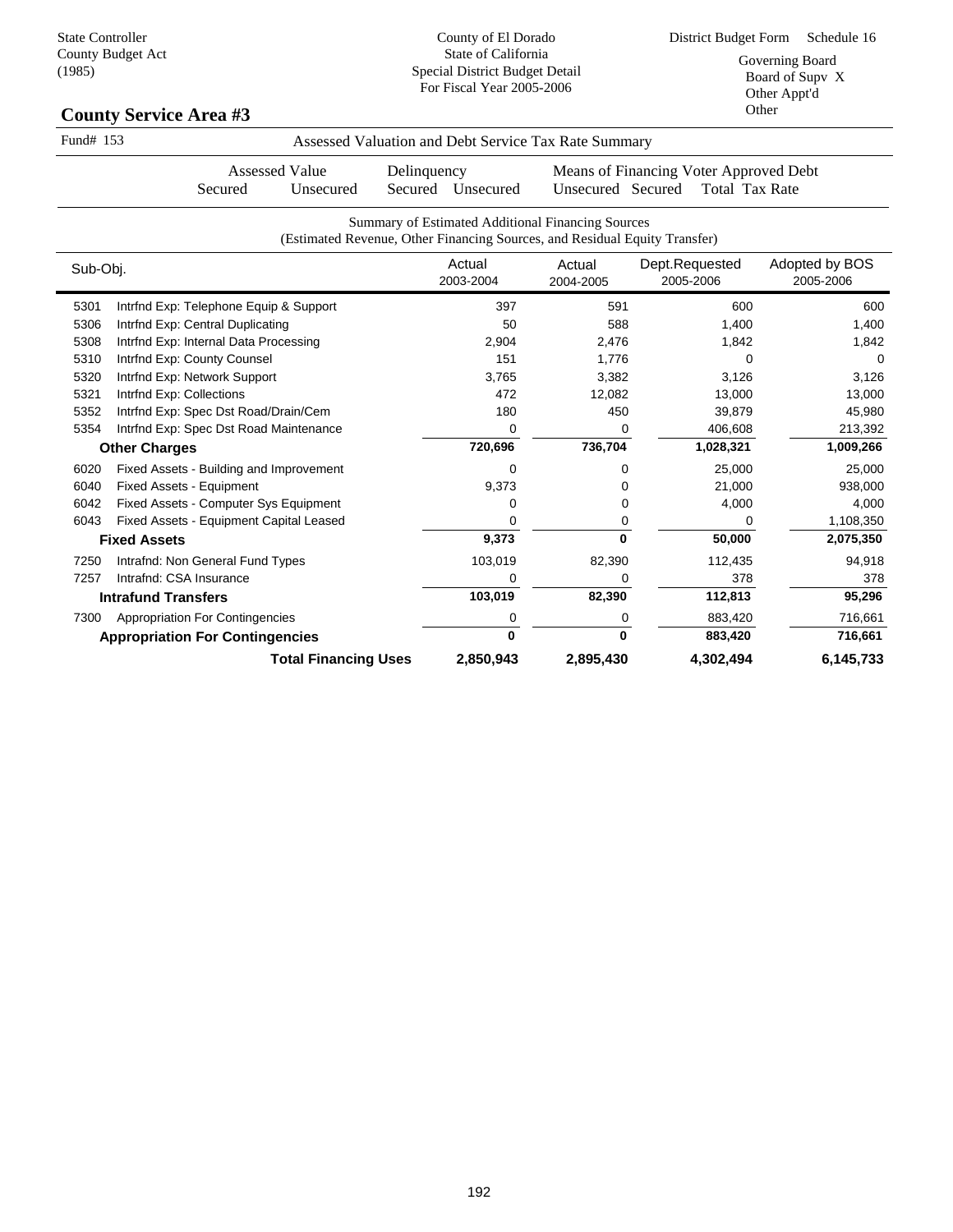State Controller
County Budget Act
(1985)

County of El Dorado
State of California
Special District Budget Detail
For Fiscal Year 2005-2006

District Budget Form Schedule 16

Governing Board
Board of Supv X
Other Appt'd
Other

## County Service Area #3

Fund# 153 — Assessed Valuation and Debt Service Tax Rate Summary

| Assessed Value | | Delinquency | | Means of Financing Voter Approved Debt | | |
|---|---|---|---|---|---|---|
| Secured | Unsecured | Secured | Unsecured | Unsecured | Secured | Total Tax Rate |

Summary of Estimated Additional Financing Sources
(Estimated Revenue, Other Financing Sources, and Residual Equity Transfer)

| Sub-Obj. | | Actual 2003-2004 | Actual 2004-2005 | Dept.Requested 2005-2006 | Adopted by BOS 2005-2006 |
|---|---|---|---|---|---|
| 5301 | Intrfnd Exp: Telephone Equip & Support | 397 | 591 | 600 | 600 |
| 5306 | Intrfnd Exp: Central Duplicating | 50 | 588 | 1,400 | 1,400 |
| 5308 | Intrfnd Exp: Internal Data Processing | 2,904 | 2,476 | 1,842 | 1,842 |
| 5310 | Intrfnd Exp: County Counsel | 151 | 1,776 | 0 | 0 |
| 5320 | Intrfnd Exp: Network Support | 3,765 | 3,382 | 3,126 | 3,126 |
| 5321 | Intrfnd Exp: Collections | 472 | 12,082 | 13,000 | 13,000 |
| 5352 | Intrfnd Exp: Spec Dst Road/Drain/Cem | 180 | 450 | 39,879 | 45,980 |
| 5354 | Intrfnd Exp: Spec Dst Road Maintenance | 0 | 0 | 406,608 | 213,392 |
| | **Other Charges** | **720,696** | **736,704** | **1,028,321** | **1,009,266** |
| 6020 | Fixed Assets - Building and Improvement | 0 | 0 | 25,000 | 25,000 |
| 6040 | Fixed Assets - Equipment | 9,373 | 0 | 21,000 | 938,000 |
| 6042 | Fixed Assets - Computer Sys Equipment | 0 | 0 | 4,000 | 4,000 |
| 6043 | Fixed Assets - Equipment Capital Leased | 0 | 0 | 0 | 1,108,350 |
| | **Fixed Assets** | **9,373** | **0** | **50,000** | **2,075,350** |
| 7250 | Intrafnd: Non General Fund Types | 103,019 | 82,390 | 112,435 | 94,918 |
| 7257 | Intrafnd: CSA Insurance | 0 | 0 | 378 | 378 |
| | **Intrafund Transfers** | **103,019** | **82,390** | **112,813** | **95,296** |
| 7300 | Appropriation For Contingencies | 0 | 0 | 883,420 | 716,661 |
| | **Appropriation For Contingencies** | **0** | **0** | **883,420** | **716,661** |
| | **Total Financing Uses** | **2,850,943** | **2,895,430** | **4,302,494** | **6,145,733** |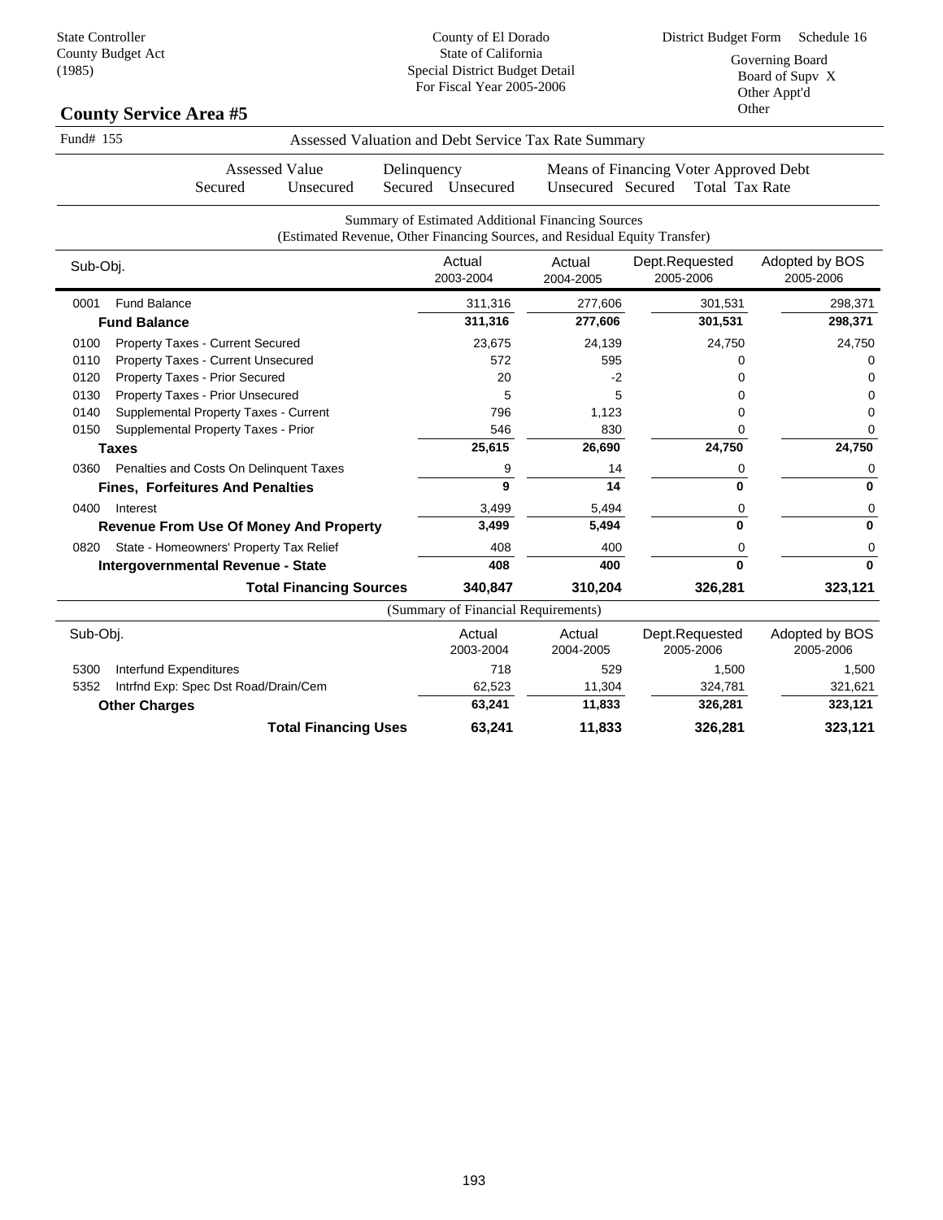State Controller
County Budget Act
(1985)

County of El Dorado
State of California
Special District Budget Detail
For Fiscal Year 2005-2006

District Budget Form Schedule 16

Governing Board
Board of Supv X
Other Appt'd
Other

## County Service Area #5

Fund# 155 — Assessed Valuation and Debt Service Tax Rate Summary

| Assessed Value | | Delinquency | | Means of Financing Voter Approved Debt | | |
|---|---|---|---|---|---|---|
| Secured | Unsecured | Secured | Unsecured | Unsecured | Secured | Total Tax Rate |

Summary of Estimated Additional Financing Sources
(Estimated Revenue, Other Financing Sources, and Residual Equity Transfer)

| Sub-Obj. | | Actual 2003-2004 | Actual 2004-2005 | Dept.Requested 2005-2006 | Adopted by BOS 2005-2006 |
|---|---|---|---|---|---|
| 0001 | Fund Balance | 311,316 | 277,606 | 301,531 | 298,371 |
| | **Fund Balance** | **311,316** | **277,606** | **301,531** | **298,371** |
| 0100 | Property Taxes - Current Secured | 23,675 | 24,139 | 24,750 | 24,750 |
| 0110 | Property Taxes - Current Unsecured | 572 | 595 | 0 | 0 |
| 0120 | Property Taxes - Prior Secured | 20 | -2 | 0 | 0 |
| 0130 | Property Taxes - Prior Unsecured | 5 | 5 | 0 | 0 |
| 0140 | Supplemental Property Taxes - Current | 796 | 1,123 | 0 | 0 |
| 0150 | Supplemental Property Taxes - Prior | 546 | 830 | 0 | 0 |
| | **Taxes** | **25,615** | **26,690** | **24,750** | **24,750** |
| 0360 | Penalties and Costs On Delinquent Taxes | 9 | 14 | 0 | 0 |
| | **Fines, Forfeitures And Penalties** | **9** | **14** | **0** | **0** |
| 0400 | Interest | 3,499 | 5,494 | 0 | 0 |
| | **Revenue From Use Of Money And Property** | **3,499** | **5,494** | **0** | **0** |
| 0820 | State - Homeowners' Property Tax Relief | 408 | 400 | 0 | 0 |
| | **Intergovernmental Revenue - State** | **408** | **400** | **0** | **0** |
| | **Total Financing Sources** | **340,847** | **310,204** | **326,281** | **323,121** |

(Summary of Financial Requirements)

| Sub-Obj. | | Actual 2003-2004 | Actual 2004-2005 | Dept.Requested 2005-2006 | Adopted by BOS 2005-2006 |
|---|---|---|---|---|---|
| 5300 | Interfund Expenditures | 718 | 529 | 1,500 | 1,500 |
| 5352 | Intrfnd Exp: Spec Dst Road/Drain/Cem | 62,523 | 11,304 | 324,781 | 321,621 |
| | **Other Charges** | **63,241** | **11,833** | **326,281** | **323,121** |
| | **Total Financing Uses** | **63,241** | **11,833** | **326,281** | **323,121** |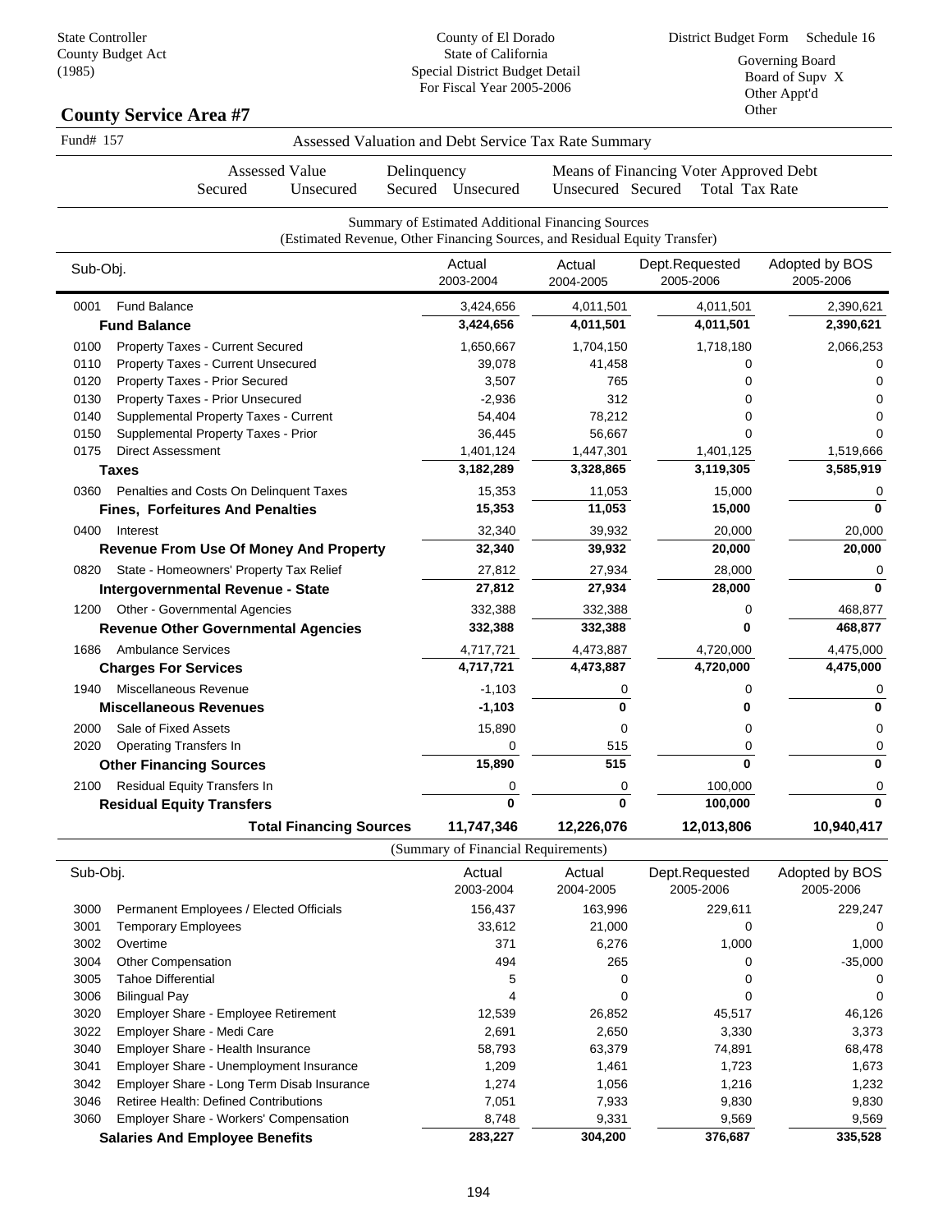State Controller
County Budget Act
(1985)

County of El Dorado
State of California
Special District Budget Detail
For Fiscal Year 2005-2006

District Budget Form Schedule 16

Governing Board
Board of Supv X
Other Appt'd
Other

## County Service Area #7

Fund# 157

### Assessed Valuation and Debt Service Tax Rate Summary

| Assessed Value | | Delinquency | | Means of Financing Voter Approved Debt | | |
|---|---|---|---|---|---|---|
| Secured | Unsecured | Secured | Unsecured | Unsecured | Secured | Total Tax Rate |

### Summary of Estimated Additional Financing Sources
(Estimated Revenue, Other Financing Sources, and Residual Equity Transfer)

| Sub-Obj. | | Actual 2003-2004 | Actual 2004-2005 | Dept.Requested 2005-2006 | Adopted by BOS 2005-2006 |
|---|---|---|---|---|---|
| 0001 | Fund Balance | 3,424,656 | 4,011,501 | 4,011,501 | 2,390,621 |
| | **Fund Balance** | **3,424,656** | **4,011,501** | **4,011,501** | **2,390,621** |
| 0100 | Property Taxes - Current Secured | 1,650,667 | 1,704,150 | 1,718,180 | 2,066,253 |
| 0110 | Property Taxes - Current Unsecured | 39,078 | 41,458 | 0 | 0 |
| 0120 | Property Taxes - Prior Secured | 3,507 | 765 | 0 | 0 |
| 0130 | Property Taxes - Prior Unsecured | -2,936 | 312 | 0 | 0 |
| 0140 | Supplemental Property Taxes - Current | 54,404 | 78,212 | 0 | 0 |
| 0150 | Supplemental Property Taxes - Prior | 36,445 | 56,667 | 0 | 0 |
| 0175 | Direct Assessment | 1,401,124 | 1,447,301 | 1,401,125 | 1,519,666 |
| | **Taxes** | **3,182,289** | **3,328,865** | **3,119,305** | **3,585,919** |
| 0360 | Penalties and Costs On Delinquent Taxes | 15,353 | 11,053 | 15,000 | 0 |
| | **Fines, Forfeitures And Penalties** | **15,353** | **11,053** | **15,000** | **0** |
| 0400 | Interest | 32,340 | 39,932 | 20,000 | 20,000 |
| | **Revenue From Use Of Money And Property** | **32,340** | **39,932** | **20,000** | **20,000** |
| 0820 | State - Homeowners' Property Tax Relief | 27,812 | 27,934 | 28,000 | 0 |
| | **Intergovernmental Revenue - State** | **27,812** | **27,934** | **28,000** | **0** |
| 1200 | Other - Governmental Agencies | 332,388 | 332,388 | 0 | 468,877 |
| | **Revenue Other Governmental Agencies** | **332,388** | **332,388** | **0** | **468,877** |
| 1686 | Ambulance Services | 4,717,721 | 4,473,887 | 4,720,000 | 4,475,000 |
| | **Charges For Services** | **4,717,721** | **4,473,887** | **4,720,000** | **4,475,000** |
| 1940 | Miscellaneous Revenue | -1,103 | 0 | 0 | 0 |
| | **Miscellaneous Revenues** | **-1,103** | **0** | **0** | **0** |
| 2000 | Sale of Fixed Assets | 15,890 | 0 | 0 | 0 |
| 2020 | Operating Transfers In | 0 | 515 | 0 | 0 |
| | **Other Financing Sources** | **15,890** | **515** | **0** | **0** |
| 2100 | Residual Equity Transfers In | 0 | 0 | 100,000 | 0 |
| | **Residual Equity Transfers** | **0** | **0** | **100,000** | **0** |
| | **Total Financing Sources** | **11,747,346** | **12,226,076** | **12,013,806** | **10,940,417** |

### (Summary of Financial Requirements)

| Sub-Obj. | | Actual 2003-2004 | Actual 2004-2005 | Dept.Requested 2005-2006 | Adopted by BOS 2005-2006 |
|---|---|---|---|---|---|
| 3000 | Permanent Employees / Elected Officials | 156,437 | 163,996 | 229,611 | 229,247 |
| 3001 | Temporary Employees | 33,612 | 21,000 | 0 | 0 |
| 3002 | Overtime | 371 | 6,276 | 1,000 | 1,000 |
| 3004 | Other Compensation | 494 | 265 | 0 | -35,000 |
| 3005 | Tahoe Differential | 5 | 0 | 0 | 0 |
| 3006 | Bilingual Pay | 4 | 0 | 0 | 0 |
| 3020 | Employer Share - Employee Retirement | 12,539 | 26,852 | 45,517 | 46,126 |
| 3022 | Employer Share - Medi Care | 2,691 | 2,650 | 3,330 | 3,373 |
| 3040 | Employer Share - Health Insurance | 58,793 | 63,379 | 74,891 | 68,478 |
| 3041 | Employer Share - Unemployment Insurance | 1,209 | 1,461 | 1,723 | 1,673 |
| 3042 | Employer Share - Long Term Disab Insurance | 1,274 | 1,056 | 1,216 | 1,232 |
| 3046 | Retiree Health: Defined Contributions | 7,051 | 7,933 | 9,830 | 9,830 |
| 3060 | Employer Share - Workers' Compensation | 8,748 | 9,331 | 9,569 | 9,569 |
| | **Salaries And Employee Benefits** | **283,227** | **304,200** | **376,687** | **335,528** |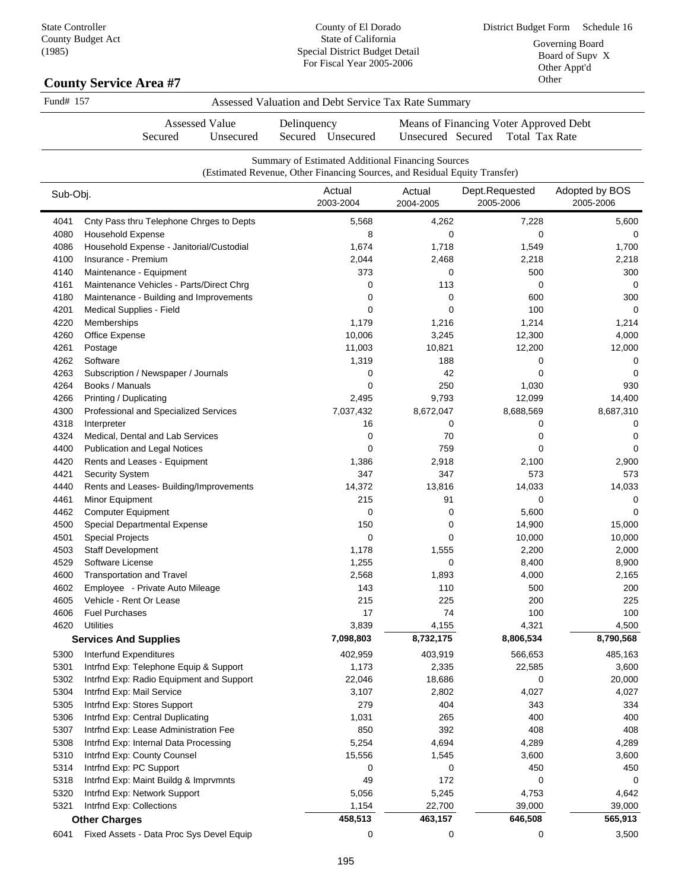State Controller
County Budget Act
(1985)

County of El Dorado
State of California
Special District Budget Detail
For Fiscal Year 2005-2006

District Budget Form Schedule 16

Governing Board
Board of Supv X
Other Appt'd
Other

## County Service Area #7

Fund# 157 — Assessed Valuation and Debt Service Tax Rate Summary

| Assessed Value | | Delinquency | | Means of Financing Voter Approved Debt | | |
|---|---|---|---|---|---|---|
| Secured | Unsecured | Secured | Unsecured | Unsecured | Secured | Total Tax Rate |

Summary of Estimated Additional Financing Sources
(Estimated Revenue, Other Financing Sources, and Residual Equity Transfer)

| Sub-Obj. | | Actual 2003-2004 | Actual 2004-2005 | Dept.Requested 2005-2006 | Adopted by BOS 2005-2006 |
|---|---|---|---|---|---|
| 4041 | Cnty Pass thru Telephone Chrges to Depts | 5,568 | 4,262 | 7,228 | 5,600 |
| 4080 | Household Expense | 8 | 0 | 0 | 0 |
| 4086 | Household Expense - Janitorial/Custodial | 1,674 | 1,718 | 1,549 | 1,700 |
| 4100 | Insurance - Premium | 2,044 | 2,468 | 2,218 | 2,218 |
| 4140 | Maintenance - Equipment | 373 | 0 | 500 | 300 |
| 4161 | Maintenance Vehicles - Parts/Direct Chrg | 0 | 113 | 0 | 0 |
| 4180 | Maintenance - Building and Improvements | 0 | 0 | 600 | 300 |
| 4201 | Medical Supplies - Field | 0 | 0 | 100 | 0 |
| 4220 | Memberships | 1,179 | 1,216 | 1,214 | 1,214 |
| 4260 | Office Expense | 10,006 | 3,245 | 12,300 | 4,000 |
| 4261 | Postage | 11,003 | 10,821 | 12,200 | 12,000 |
| 4262 | Software | 1,319 | 188 | 0 | 0 |
| 4263 | Subscription / Newspaper / Journals | 0 | 42 | 0 | 0 |
| 4264 | Books / Manuals | 0 | 250 | 1,030 | 930 |
| 4266 | Printing / Duplicating | 2,495 | 9,793 | 12,099 | 14,400 |
| 4300 | Professional and Specialized Services | 7,037,432 | 8,672,047 | 8,688,569 | 8,687,310 |
| 4318 | Interpreter | 16 | 0 | 0 | 0 |
| 4324 | Medical, Dental and Lab Services | 0 | 70 | 0 | 0 |
| 4400 | Publication and Legal Notices | 0 | 759 | 0 | 0 |
| 4420 | Rents and Leases - Equipment | 1,386 | 2,918 | 2,100 | 2,900 |
| 4421 | Security System | 347 | 347 | 573 | 573 |
| 4440 | Rents and Leases- Building/Improvements | 14,372 | 13,816 | 14,033 | 14,033 |
| 4461 | Minor Equipment | 215 | 91 | 0 | 0 |
| 4462 | Computer Equipment | 0 | 0 | 5,600 | 0 |
| 4500 | Special Departmental Expense | 150 | 0 | 14,900 | 15,000 |
| 4501 | Special Projects | 0 | 0 | 10,000 | 10,000 |
| 4503 | Staff Development | 1,178 | 1,555 | 2,200 | 2,000 |
| 4529 | Software License | 1,255 | 0 | 8,400 | 8,900 |
| 4600 | Transportation and Travel | 2,568 | 1,893 | 4,000 | 2,165 |
| 4602 | Employee - Private Auto Mileage | 143 | 110 | 500 | 200 |
| 4605 | Vehicle - Rent Or Lease | 215 | 225 | 200 | 225 |
| 4606 | Fuel Purchases | 17 | 74 | 100 | 100 |
| 4620 | Utilities | 3,839 | 4,155 | 4,321 | 4,500 |
| | **Services And Supplies** | **7,098,803** | **8,732,175** | **8,806,534** | **8,790,568** |
| 5300 | Interfund Expenditures | 402,959 | 403,919 | 566,653 | 485,163 |
| 5301 | Intrfnd Exp: Telephone Equip & Support | 1,173 | 2,335 | 22,585 | 3,600 |
| 5302 | Intrfnd Exp: Radio Equipment and Support | 22,046 | 18,686 | 0 | 20,000 |
| 5304 | Intrfnd Exp: Mail Service | 3,107 | 2,802 | 4,027 | 4,027 |
| 5305 | Intrfnd Exp: Stores Support | 279 | 404 | 343 | 334 |
| 5306 | Intrfnd Exp: Central Duplicating | 1,031 | 265 | 400 | 400 |
| 5307 | Intrfnd Exp: Lease Administration Fee | 850 | 392 | 408 | 408 |
| 5308 | Intrfnd Exp: Internal Data Processing | 5,254 | 4,694 | 4,289 | 4,289 |
| 5310 | Intrfnd Exp: County Counsel | 15,556 | 1,545 | 3,600 | 3,600 |
| 5314 | Intrfnd Exp: PC Support | 0 | 0 | 450 | 450 |
| 5318 | Intrfnd Exp: Maint Buildg & Imprvmnts | 49 | 172 | 0 | 0 |
| 5320 | Intrfnd Exp: Network Support | 5,056 | 5,245 | 4,753 | 4,642 |
| 5321 | Intrfnd Exp: Collections | 1,154 | 22,700 | 39,000 | 39,000 |
| | **Other Charges** | **458,513** | **463,157** | **646,508** | **565,913** |
| 6041 | Fixed Assets - Data Proc Sys Devel Equip | 0 | 0 | 0 | 3,500 |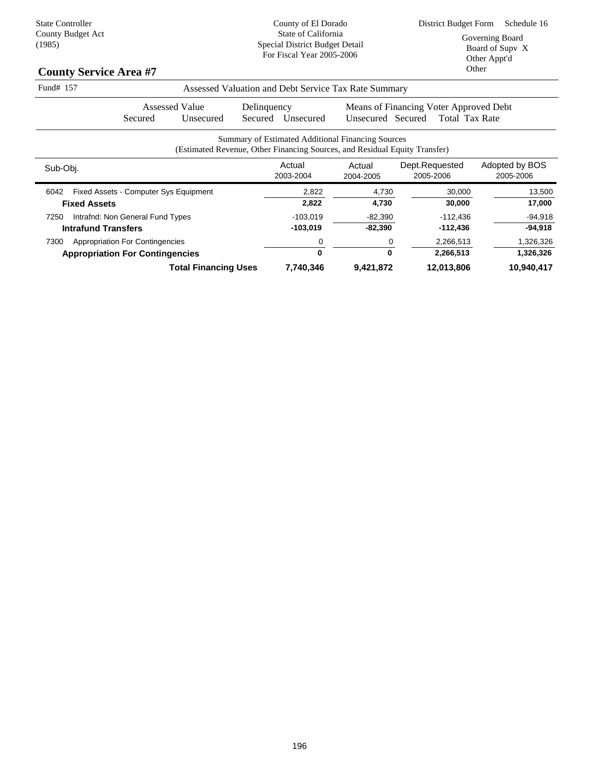State Controller
County Budget Act
(1985)

County of El Dorado
State of California
Special District Budget Detail
For Fiscal Year 2005-2006

District Budget Form Schedule 16

Governing Board
Board of Supv X
Other Appt'd
Other

## County Service Area #7

Fund# 157 — Assessed Valuation and Debt Service Tax Rate Summary

| Assessed Value | | Delinquency | | Means of Financing Voter Approved Debt | | |
|---|---|---|---|---|---|---|
| Secured | Unsecured | Secured | Unsecured | Unsecured | Secured | Total Tax Rate |

Summary of Estimated Additional Financing Sources
(Estimated Revenue, Other Financing Sources, and Residual Equity Transfer)

| Sub-Obj. | Actual 2003-2004 | Actual 2004-2005 | Dept.Requested 2005-2006 | Adopted by BOS 2005-2006 |
|---|---|---|---|---|
| 6042 Fixed Assets - Computer Sys Equipment | 2,822 | 4,730 | 30,000 | 13,500 |
| **Fixed Assets** | **2,822** | **4,730** | **30,000** | **17,000** |
| 7250 Intrafnd: Non General Fund Types | -103,019 | -82,390 | -112,436 | -94,918 |
| **Intrafund Transfers** | **-103,019** | **-82,390** | **-112,436** | **-94,918** |
| 7300 Appropriation For Contingencies | 0 | 0 | 2,266,513 | 1,326,326 |
| **Appropriation For Contingencies** | **0** | **0** | **2,266,513** | **1,326,326** |
| **Total Financing Uses** | **7,740,346** | **9,421,872** | **12,013,806** | **10,940,417** |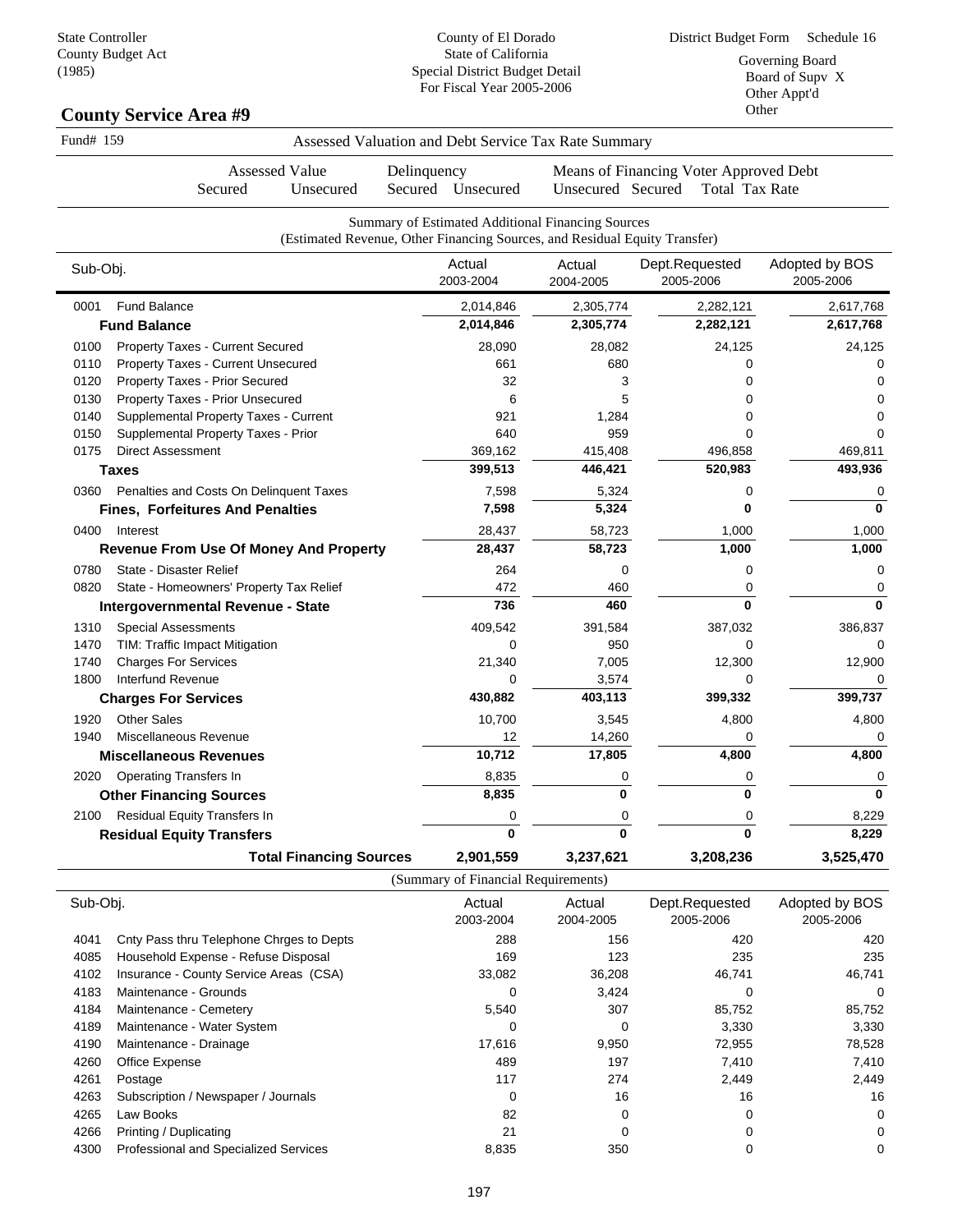State Controller
County Budget Act
(1985)

County of El Dorado
State of California
Special District Budget Detail
For Fiscal Year 2005-2006

District Budget Form Schedule 16

Governing Board
Board of Supv X
Other Appt'd
Other

## County Service Area #9

Fund# 159 Assessed Valuation and Debt Service Tax Rate Summary

| Assessed Value | | Delinquency | | Means of Financing Voter Approved Debt | | | |
|---|---|---|---|---|---|---|---|
| Secured | Unsecured | Secured | Unsecured | Unsecured | Secured | Total | Tax Rate |

### Summary of Estimated Additional Financing Sources
(Estimated Revenue, Other Financing Sources, and Residual Equity Transfer)

| Sub-Obj. | | Actual 2003-2004 | Actual 2004-2005 | Dept.Requested 2005-2006 | Adopted by BOS 2005-2006 |
|---|---|---|---|---|---|
| 0001 | Fund Balance | 2,014,846 | 2,305,774 | 2,282,121 | 2,617,768 |
| | **Fund Balance** | **2,014,846** | **2,305,774** | **2,282,121** | **2,617,768** |
| 0100 | Property Taxes - Current Secured | 28,090 | 28,082 | 24,125 | 24,125 |
| 0110 | Property Taxes - Current Unsecured | 661 | 680 | 0 | 0 |
| 0120 | Property Taxes - Prior Secured | 32 | 3 | 0 | 0 |
| 0130 | Property Taxes - Prior Unsecured | 6 | 5 | 0 | 0 |
| 0140 | Supplemental Property Taxes - Current | 921 | 1,284 | 0 | 0 |
| 0150 | Supplemental Property Taxes - Prior | 640 | 959 | 0 | 0 |
| 0175 | Direct Assessment | 369,162 | 415,408 | 496,858 | 469,811 |
| | **Taxes** | **399,513** | **446,421** | **520,983** | **493,936** |
| 0360 | Penalties and Costs On Delinquent Taxes | 7,598 | 5,324 | 0 | 0 |
| | **Fines, Forfeitures And Penalties** | **7,598** | **5,324** | **0** | **0** |
| 0400 | Interest | 28,437 | 58,723 | 1,000 | 1,000 |
| | **Revenue From Use Of Money And Property** | **28,437** | **58,723** | **1,000** | **1,000** |
| 0780 | State - Disaster Relief | 264 | 0 | 0 | 0 |
| 0820 | State - Homeowners' Property Tax Relief | 472 | 460 | 0 | 0 |
| | **Intergovernmental Revenue - State** | **736** | **460** | **0** | **0** |
| 1310 | Special Assessments | 409,542 | 391,584 | 387,032 | 386,837 |
| 1470 | TIM: Traffic Impact Mitigation | 0 | 950 | 0 | 0 |
| 1740 | Charges For Services | 21,340 | 7,005 | 12,300 | 12,900 |
| 1800 | Interfund Revenue | 0 | 3,574 | 0 | 0 |
| | **Charges For Services** | **430,882** | **403,113** | **399,332** | **399,737** |
| 1920 | Other Sales | 10,700 | 3,545 | 4,800 | 4,800 |
| 1940 | Miscellaneous Revenue | 12 | 14,260 | 0 | 0 |
| | **Miscellaneous Revenues** | **10,712** | **17,805** | **4,800** | **4,800** |
| 2020 | Operating Transfers In | 8,835 | 0 | 0 | 0 |
| | **Other Financing Sources** | **8,835** | **0** | **0** | **0** |
| 2100 | Residual Equity Transfers In | 0 | 0 | 0 | 8,229 |
| | **Residual Equity Transfers** | **0** | **0** | **0** | **8,229** |
| | **Total Financing Sources** | **2,901,559** | **3,237,621** | **3,208,236** | **3,525,470** |

(Summary of Financial Requirements)

| Sub-Obj. | | Actual 2003-2004 | Actual 2004-2005 | Dept.Requested 2005-2006 | Adopted by BOS 2005-2006 |
|---|---|---|---|---|---|
| 4041 | Cnty Pass thru Telephone Chrges to Depts | 288 | 156 | 420 | 420 |
| 4085 | Household Expense - Refuse Disposal | 169 | 123 | 235 | 235 |
| 4102 | Insurance - County Service Areas (CSA) | 33,082 | 36,208 | 46,741 | 46,741 |
| 4183 | Maintenance - Grounds | 0 | 3,424 | 0 | 0 |
| 4184 | Maintenance - Cemetery | 5,540 | 307 | 85,752 | 85,752 |
| 4189 | Maintenance - Water System | 0 | 0 | 3,330 | 3,330 |
| 4190 | Maintenance - Drainage | 17,616 | 9,950 | 72,955 | 78,528 |
| 4260 | Office Expense | 489 | 197 | 7,410 | 7,410 |
| 4261 | Postage | 117 | 274 | 2,449 | 2,449 |
| 4263 | Subscription / Newspaper / Journals | 0 | 16 | 16 | 16 |
| 4265 | Law Books | 82 | 0 | 0 | 0 |
| 4266 | Printing / Duplicating | 21 | 0 | 0 | 0 |
| 4300 | Professional and Specialized Services | 8,835 | 350 | 0 | 0 |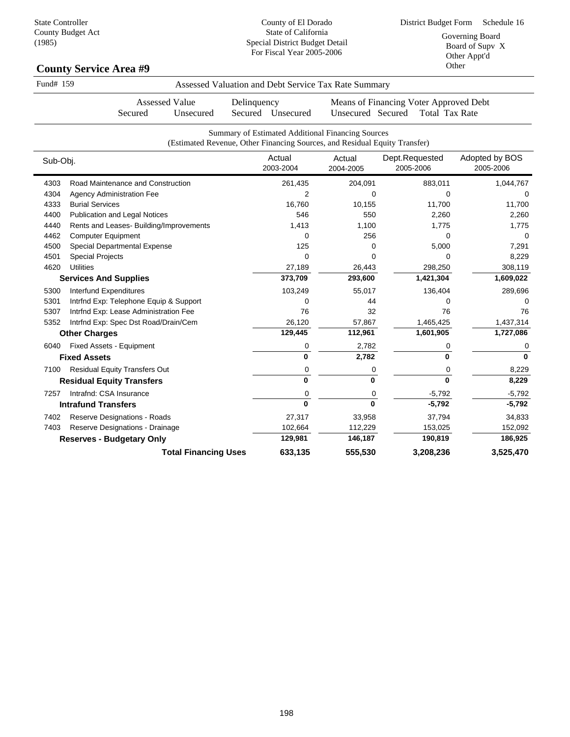State Controller
County Budget Act
(1985)

County of El Dorado
State of California
Special District Budget Detail
For Fiscal Year 2005-2006

District Budget Form Schedule 16

Governing Board
Board of Supv X
Other Appt'd
Other

## County Service Area #9

Fund# 159 — Assessed Valuation and Debt Service Tax Rate Summary

| Assessed Value | | Delinquency | | Means of Financing | | Voter Approved Debt |
|---|---|---|---|---|---|---|
| Secured | Unsecured | Secured | Unsecured | Unsecured | Secured | Total Tax Rate |

Summary of Estimated Additional Financing Sources
(Estimated Revenue, Other Financing Sources, and Residual Equity Transfer)

| Sub-Obj. | | Actual 2003-2004 | Actual 2004-2005 | Dept.Requested 2005-2006 | Adopted by BOS 2005-2006 |
|---|---|---|---|---|---|
| 4303 | Road Maintenance and Construction | 261,435 | 204,091 | 883,011 | 1,044,767 |
| 4304 | Agency Administration Fee | 2 | 0 | 0 | 0 |
| 4333 | Burial Services | 16,760 | 10,155 | 11,700 | 11,700 |
| 4400 | Publication and Legal Notices | 546 | 550 | 2,260 | 2,260 |
| 4440 | Rents and Leases- Building/Improvements | 1,413 | 1,100 | 1,775 | 1,775 |
| 4462 | Computer Equipment | 0 | 256 | 0 | 0 |
| 4500 | Special Departmental Expense | 125 | 0 | 5,000 | 7,291 |
| 4501 | Special Projects | 0 | 0 | 0 | 8,229 |
| 4620 | Utilities | 27,189 | 26,443 | 298,250 | 308,119 |
| | **Services And Supplies** | **373,709** | **293,600** | **1,421,304** | **1,609,022** |
| 5300 | Interfund Expenditures | 103,249 | 55,017 | 136,404 | 289,696 |
| 5301 | Intrfnd Exp: Telephone Equip & Support | 0 | 44 | 0 | 0 |
| 5307 | Intrfnd Exp: Lease Administration Fee | 76 | 32 | 76 | 76 |
| 5352 | Intrfnd Exp: Spec Dst Road/Drain/Cem | 26,120 | 57,867 | 1,465,425 | 1,437,314 |
| | **Other Charges** | **129,445** | **112,961** | **1,601,905** | **1,727,086** |
| 6040 | Fixed Assets - Equipment | 0 | 2,782 | 0 | 0 |
| | **Fixed Assets** | **0** | **2,782** | **0** | **0** |
| 7100 | Residual Equity Transfers Out | 0 | 0 | 0 | 8,229 |
| | **Residual Equity Transfers** | **0** | **0** | **0** | **8,229** |
| 7257 | Intrafnd: CSA Insurance | 0 | 0 | -5,792 | -5,792 |
| | **Intrafund Transfers** | **0** | **0** | **-5,792** | **-5,792** |
| 7402 | Reserve Designations - Roads | 27,317 | 33,958 | 37,794 | 34,833 |
| 7403 | Reserve Designations - Drainage | 102,664 | 112,229 | 153,025 | 152,092 |
| | **Reserves - Budgetary Only** | **129,981** | **146,187** | **190,819** | **186,925** |
| | **Total Financing Uses** | **633,135** | **555,530** | **3,208,236** | **3,525,470** |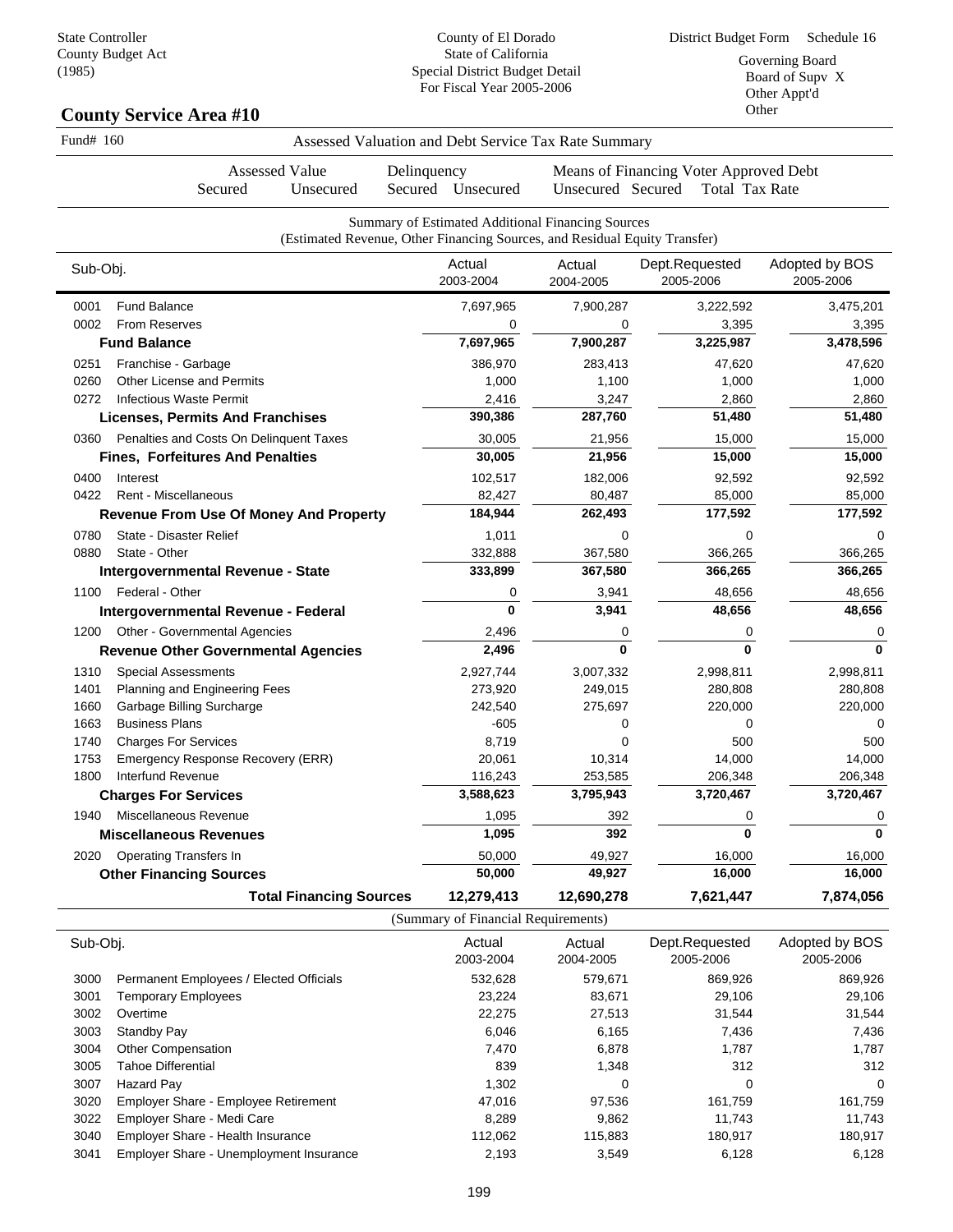State Controller
County Budget Act
(1985)

County of El Dorado
State of California
Special District Budget Detail
For Fiscal Year 2005-2006

District Budget Form Schedule 16

Governing Board
Board of Supv X
Other Appt'd
Other

## County Service Area #10

Fund# 160

Assessed Valuation and Debt Service Tax Rate Summary

| Assessed Value | | Delinquency | | Means of Financing Voter Approved Debt | | |
|---|---|---|---|---|---|---|
| Secured | Unsecured | Secured | Unsecured | Unsecured | Secured | Total Tax Rate |

Summary of Estimated Additional Financing Sources
(Estimated Revenue, Other Financing Sources, and Residual Equity Transfer)

| Sub-Obj. | | Actual 2003-2004 | Actual 2004-2005 | Dept.Requested 2005-2006 | Adopted by BOS 2005-2006 |
|---|---|---|---|---|---|
| 0001 | Fund Balance | 7,697,965 | 7,900,287 | 3,222,592 | 3,475,201 |
| 0002 | From Reserves | 0 | 0 | 3,395 | 3,395 |
| | **Fund Balance** | **7,697,965** | **7,900,287** | **3,225,987** | **3,478,596** |
| 0251 | Franchise - Garbage | 386,970 | 283,413 | 47,620 | 47,620 |
| 0260 | Other License and Permits | 1,000 | 1,100 | 1,000 | 1,000 |
| 0272 | Infectious Waste Permit | 2,416 | 3,247 | 2,860 | 2,860 |
| | **Licenses, Permits And Franchises** | **390,386** | **287,760** | **51,480** | **51,480** |
| 0360 | Penalties and Costs On Delinquent Taxes | 30,005 | 21,956 | 15,000 | 15,000 |
| | **Fines, Forfeitures And Penalties** | **30,005** | **21,956** | **15,000** | **15,000** |
| 0400 | Interest | 102,517 | 182,006 | 92,592 | 92,592 |
| 0422 | Rent - Miscellaneous | 82,427 | 80,487 | 85,000 | 85,000 |
| | **Revenue From Use Of Money And Property** | **184,944** | **262,493** | **177,592** | **177,592** |
| 0780 | State - Disaster Relief | 1,011 | 0 | 0 | 0 |
| 0880 | State - Other | 332,888 | 367,580 | 366,265 | 366,265 |
| | **Intergovernmental Revenue - State** | **333,899** | **367,580** | **366,265** | **366,265** |
| 1100 | Federal - Other | 0 | 3,941 | 48,656 | 48,656 |
| | **Intergovernmental Revenue - Federal** | **0** | **3,941** | **48,656** | **48,656** |
| 1200 | Other - Governmental Agencies | 2,496 | 0 | 0 | 0 |
| | **Revenue Other Governmental Agencies** | **2,496** | **0** | **0** | **0** |
| 1310 | Special Assessments | 2,927,744 | 3,007,332 | 2,998,811 | 2,998,811 |
| 1401 | Planning and Engineering Fees | 273,920 | 249,015 | 280,808 | 280,808 |
| 1660 | Garbage Billing Surcharge | 242,540 | 275,697 | 220,000 | 220,000 |
| 1663 | Business Plans | -605 | 0 | 0 | 0 |
| 1740 | Charges For Services | 8,719 | 0 | 500 | 500 |
| 1753 | Emergency Response Recovery (ERR) | 20,061 | 10,314 | 14,000 | 14,000 |
| 1800 | Interfund Revenue | 116,243 | 253,585 | 206,348 | 206,348 |
| | **Charges For Services** | **3,588,623** | **3,795,943** | **3,720,467** | **3,720,467** |
| 1940 | Miscellaneous Revenue | 1,095 | 392 | 0 | 0 |
| | **Miscellaneous Revenues** | **1,095** | **392** | **0** | **0** |
| 2020 | Operating Transfers In | 50,000 | 49,927 | 16,000 | 16,000 |
| | **Other Financing Sources** | **50,000** | **49,927** | **16,000** | **16,000** |
| | **Total Financing Sources** | **12,279,413** | **12,690,278** | **7,621,447** | **7,874,056** |

(Summary of Financial Requirements)

| Sub-Obj. | | Actual 2003-2004 | Actual 2004-2005 | Dept.Requested 2005-2006 | Adopted by BOS 2005-2006 |
|---|---|---|---|---|---|
| 3000 | Permanent Employees / Elected Officials | 532,628 | 579,671 | 869,926 | 869,926 |
| 3001 | Temporary Employees | 23,224 | 83,671 | 29,106 | 29,106 |
| 3002 | Overtime | 22,275 | 27,513 | 31,544 | 31,544 |
| 3003 | Standby Pay | 6,046 | 6,165 | 7,436 | 7,436 |
| 3004 | Other Compensation | 7,470 | 6,878 | 1,787 | 1,787 |
| 3005 | Tahoe Differential | 839 | 1,348 | 312 | 312 |
| 3007 | Hazard Pay | 1,302 | 0 | 0 | 0 |
| 3020 | Employer Share - Employee Retirement | 47,016 | 97,536 | 161,759 | 161,759 |
| 3022 | Employer Share - Medi Care | 8,289 | 9,862 | 11,743 | 11,743 |
| 3040 | Employer Share - Health Insurance | 112,062 | 115,883 | 180,917 | 180,917 |
| 3041 | Employer Share - Unemployment Insurance | 2,193 | 3,549 | 6,128 | 6,128 |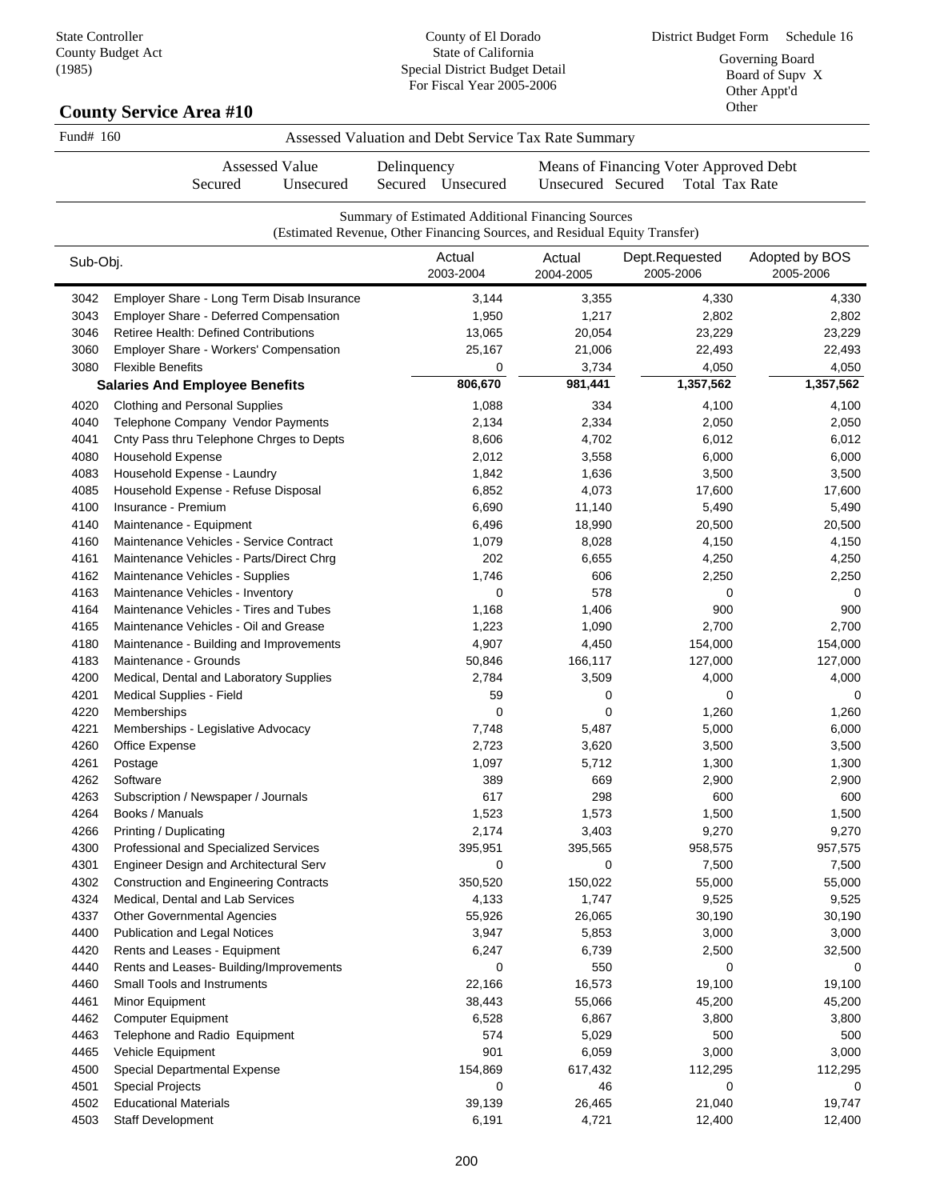State Controller
County Budget Act
(1985)

County of El Dorado
State of California
Special District Budget Detail
For Fiscal Year 2005-2006

District Budget Form Schedule 16

Governing Board
Board of Supv X
Other Appt'd
Other

## County Service Area #10

Fund# 160 Assessed Valuation and Debt Service Tax Rate Summary

| Assessed Value | | Delinquency | | Means of Financing Voter Approved Debt | | |
|---|---|---|---|---|---|---|
| Secured | Unsecured | Secured | Unsecured | Unsecured | Secured | Total Tax Rate |

Summary of Estimated Additional Financing Sources
(Estimated Revenue, Other Financing Sources, and Residual Equity Transfer)

| Sub-Obj. | | Actual 2003-2004 | Actual 2004-2005 | Dept.Requested 2005-2006 | Adopted by BOS 2005-2006 |
|---|---|---|---|---|---|
| 3042 | Employer Share - Long Term Disab Insurance | 3,144 | 3,355 | 4,330 | 4,330 |
| 3043 | Employer Share - Deferred Compensation | 1,950 | 1,217 | 2,802 | 2,802 |
| 3046 | Retiree Health: Defined Contributions | 13,065 | 20,054 | 23,229 | 23,229 |
| 3060 | Employer Share - Workers' Compensation | 25,167 | 21,006 | 22,493 | 22,493 |
| 3080 | Flexible Benefits | 0 | 3,734 | 4,050 | 4,050 |
| **Salaries And Employee Benefits** | | **806,670** | **981,441** | **1,357,562** | **1,357,562** |
| 4020 | Clothing and Personal Supplies | 1,088 | 334 | 4,100 | 4,100 |
| 4040 | Telephone Company Vendor Payments | 2,134 | 2,334 | 2,050 | 2,050 |
| 4041 | Cnty Pass thru Telephone Chrges to Depts | 8,606 | 4,702 | 6,012 | 6,012 |
| 4080 | Household Expense | 2,012 | 3,558 | 6,000 | 6,000 |
| 4083 | Household Expense - Laundry | 1,842 | 1,636 | 3,500 | 3,500 |
| 4085 | Household Expense - Refuse Disposal | 6,852 | 4,073 | 17,600 | 17,600 |
| 4100 | Insurance - Premium | 6,690 | 11,140 | 5,490 | 5,490 |
| 4140 | Maintenance - Equipment | 6,496 | 18,990 | 20,500 | 20,500 |
| 4160 | Maintenance Vehicles - Service Contract | 1,079 | 8,028 | 4,150 | 4,150 |
| 4161 | Maintenance Vehicles - Parts/Direct Chrg | 202 | 6,655 | 4,250 | 4,250 |
| 4162 | Maintenance Vehicles - Supplies | 1,746 | 606 | 2,250 | 2,250 |
| 4163 | Maintenance Vehicles - Inventory | 0 | 578 | 0 | 0 |
| 4164 | Maintenance Vehicles - Tires and Tubes | 1,168 | 1,406 | 900 | 900 |
| 4165 | Maintenance Vehicles - Oil and Grease | 1,223 | 1,090 | 2,700 | 2,700 |
| 4180 | Maintenance - Building and Improvements | 4,907 | 4,450 | 154,000 | 154,000 |
| 4183 | Maintenance - Grounds | 50,846 | 166,117 | 127,000 | 127,000 |
| 4200 | Medical, Dental and Laboratory Supplies | 2,784 | 3,509 | 4,000 | 4,000 |
| 4201 | Medical Supplies - Field | 59 | 0 | 0 | 0 |
| 4220 | Memberships | 0 | 0 | 1,260 | 1,260 |
| 4221 | Memberships - Legislative Advocacy | 7,748 | 5,487 | 5,000 | 6,000 |
| 4260 | Office Expense | 2,723 | 3,620 | 3,500 | 3,500 |
| 4261 | Postage | 1,097 | 5,712 | 1,300 | 1,300 |
| 4262 | Software | 389 | 669 | 2,900 | 2,900 |
| 4263 | Subscription / Newspaper / Journals | 617 | 298 | 600 | 600 |
| 4264 | Books / Manuals | 1,523 | 1,573 | 1,500 | 1,500 |
| 4266 | Printing / Duplicating | 2,174 | 3,403 | 9,270 | 9,270 |
| 4300 | Professional and Specialized Services | 395,951 | 395,565 | 958,575 | 957,575 |
| 4301 | Engineer Design and Architectural Serv | 0 | 0 | 7,500 | 7,500 |
| 4302 | Construction and Engineering Contracts | 350,520 | 150,022 | 55,000 | 55,000 |
| 4324 | Medical, Dental and Lab Services | 4,133 | 1,747 | 9,525 | 9,525 |
| 4337 | Other Governmental Agencies | 55,926 | 26,065 | 30,190 | 30,190 |
| 4400 | Publication and Legal Notices | 3,947 | 5,853 | 3,000 | 3,000 |
| 4420 | Rents and Leases - Equipment | 6,247 | 6,739 | 2,500 | 32,500 |
| 4440 | Rents and Leases- Building/Improvements | 0 | 550 | 0 | 0 |
| 4460 | Small Tools and Instruments | 22,166 | 16,573 | 19,100 | 19,100 |
| 4461 | Minor Equipment | 38,443 | 55,066 | 45,200 | 45,200 |
| 4462 | Computer Equipment | 6,528 | 6,867 | 3,800 | 3,800 |
| 4463 | Telephone and Radio Equipment | 574 | 5,029 | 500 | 500 |
| 4465 | Vehicle Equipment | 901 | 6,059 | 3,000 | 3,000 |
| 4500 | Special Departmental Expense | 154,869 | 617,432 | 112,295 | 112,295 |
| 4501 | Special Projects | 0 | 46 | 0 | 0 |
| 4502 | Educational Materials | 39,139 | 26,465 | 21,040 | 19,747 |
| 4503 | Staff Development | 6,191 | 4,721 | 12,400 | 12,400 |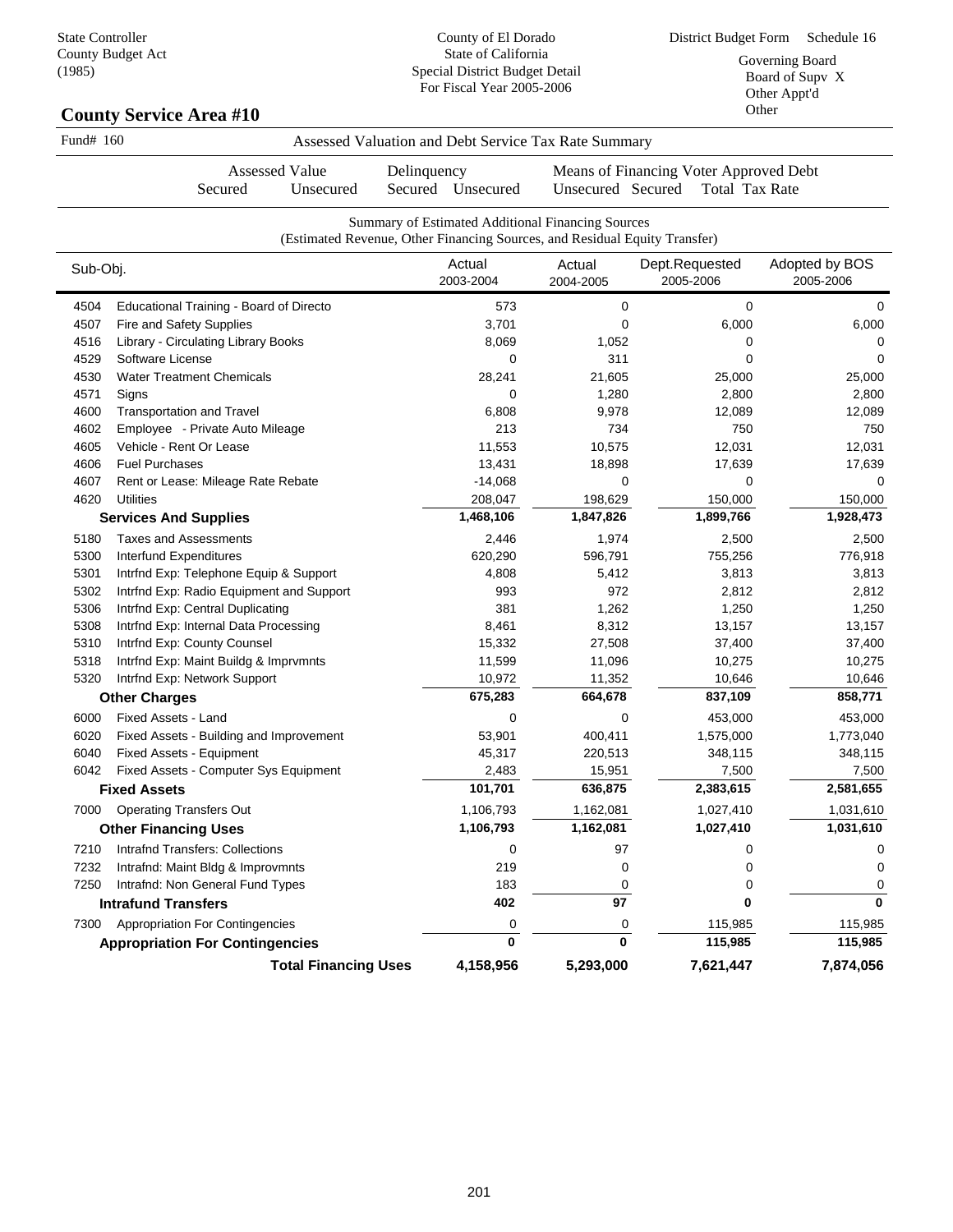State Controller
County Budget Act
(1985)

County of El Dorado
State of California
Special District Budget Detail
For Fiscal Year 2005-2006

District Budget Form Schedule 16

Governing Board
Board of Supv X
Other Appt'd
Other

## County Service Area #10

Fund# 160 — Assessed Valuation and Debt Service Tax Rate Summary

| Assessed Value Secured | Assessed Value Unsecured | Delinquency Secured | Delinquency Unsecured | Means of Financing Voter Approved Debt Unsecured | Secured | Total Tax Rate |
|---|---|---|---|---|---|---|

Summary of Estimated Additional Financing Sources
(Estimated Revenue, Other Financing Sources, and Residual Equity Transfer)

| Sub-Obj. | | Actual 2003-2004 | Actual 2004-2005 | Dept.Requested 2005-2006 | Adopted by BOS 2005-2006 |
|---|---|---|---|---|---|
| 4504 | Educational Training - Board of Directo | 573 | 0 | 0 | 0 |
| 4507 | Fire and Safety Supplies | 3,701 | 0 | 6,000 | 6,000 |
| 4516 | Library - Circulating Library Books | 8,069 | 1,052 | 0 | 0 |
| 4529 | Software License | 0 | 311 | 0 | 0 |
| 4530 | Water Treatment Chemicals | 28,241 | 21,605 | 25,000 | 25,000 |
| 4571 | Signs | 0 | 1,280 | 2,800 | 2,800 |
| 4600 | Transportation and Travel | 6,808 | 9,978 | 12,089 | 12,089 |
| 4602 | Employee - Private Auto Mileage | 213 | 734 | 750 | 750 |
| 4605 | Vehicle - Rent Or Lease | 11,553 | 10,575 | 12,031 | 12,031 |
| 4606 | Fuel Purchases | 13,431 | 18,898 | 17,639 | 17,639 |
| 4607 | Rent or Lease: Mileage Rate Rebate | -14,068 | 0 | 0 | 0 |
| 4620 | Utilities | 208,047 | 198,629 | 150,000 | 150,000 |
| | **Services And Supplies** | **1,468,106** | **1,847,826** | **1,899,766** | **1,928,473** |
| 5180 | Taxes and Assessments | 2,446 | 1,974 | 2,500 | 2,500 |
| 5300 | Interfund Expenditures | 620,290 | 596,791 | 755,256 | 776,918 |
| 5301 | Intrfnd Exp: Telephone Equip & Support | 4,808 | 5,412 | 3,813 | 3,813 |
| 5302 | Intrfnd Exp: Radio Equipment and Support | 993 | 972 | 2,812 | 2,812 |
| 5306 | Intrfnd Exp: Central Duplicating | 381 | 1,262 | 1,250 | 1,250 |
| 5308 | Intrfnd Exp: Internal Data Processing | 8,461 | 8,312 | 13,157 | 13,157 |
| 5310 | Intrfnd Exp: County Counsel | 15,332 | 27,508 | 37,400 | 37,400 |
| 5318 | Intrfnd Exp: Maint Buildg & Imprvmnts | 11,599 | 11,096 | 10,275 | 10,275 |
| 5320 | Intrfnd Exp: Network Support | 10,972 | 11,352 | 10,646 | 10,646 |
| | **Other Charges** | **675,283** | **664,678** | **837,109** | **858,771** |
| 6000 | Fixed Assets - Land | 0 | 0 | 453,000 | 453,000 |
| 6020 | Fixed Assets - Building and Improvement | 53,901 | 400,411 | 1,575,000 | 1,773,040 |
| 6040 | Fixed Assets - Equipment | 45,317 | 220,513 | 348,115 | 348,115 |
| 6042 | Fixed Assets - Computer Sys Equipment | 2,483 | 15,951 | 7,500 | 7,500 |
| | **Fixed Assets** | **101,701** | **636,875** | **2,383,615** | **2,581,655** |
| 7000 | Operating Transfers Out | 1,106,793 | 1,162,081 | 1,027,410 | 1,031,610 |
| | **Other Financing Uses** | **1,106,793** | **1,162,081** | **1,027,410** | **1,031,610** |
| 7210 | Intrafnd Transfers: Collections | 0 | 97 | 0 | 0 |
| 7232 | Intrafnd: Maint Bldg & Improvmnts | 219 | 0 | 0 | 0 |
| 7250 | Intrafnd: Non General Fund Types | 183 | 0 | 0 | 0 |
| | **Intrafund Transfers** | **402** | **97** | **0** | **0** |
| 7300 | Appropriation For Contingencies | 0 | 0 | 115,985 | 115,985 |
| | **Appropriation For Contingencies** | **0** | **0** | **115,985** | **115,985** |
| | **Total Financing Uses** | **4,158,956** | **5,293,000** | **7,621,447** | **7,874,056** |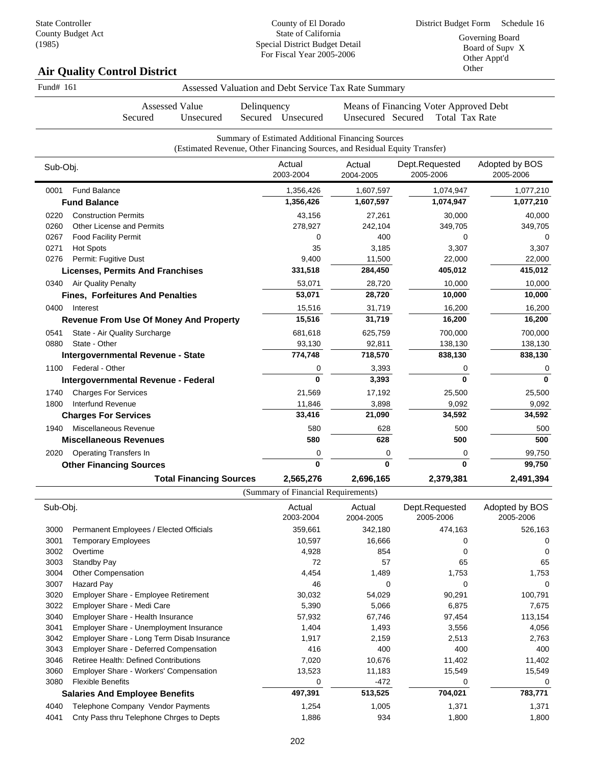State Controller
County Budget Act
(1985)

County of El Dorado
State of California
Special District Budget Detail
For Fiscal Year 2005-2006

District Budget Form Schedule 16

Governing Board
Board of Supv X
Other Appt'd
Other

## Air Quality Control District

Fund# 161 — Assessed Valuation and Debt Service Tax Rate Summary

| Assessed Value | | Delinquency | | Means of Financing | | Voter Approved Debt | |
|---|---|---|---|---|---|---|---|
| Secured | Unsecured | Secured | Unsecured | Unsecured | Secured | Total | Tax Rate |

Summary of Estimated Additional Financing Sources
(Estimated Revenue, Other Financing Sources, and Residual Equity Transfer)

| Sub-Obj. | | Actual 2003-2004 | Actual 2004-2005 | Dept.Requested 2005-2006 | Adopted by BOS 2005-2006 |
|---|---|---|---|---|---|
| 0001 | Fund Balance | 1,356,426 | 1,607,597 | 1,074,947 | 1,077,210 |
| | **Fund Balance** | **1,356,426** | **1,607,597** | **1,074,947** | **1,077,210** |
| 0220 | Construction Permits | 43,156 | 27,261 | 30,000 | 40,000 |
| 0260 | Other License and Permits | 278,927 | 242,104 | 349,705 | 349,705 |
| 0267 | Food Facility Permit | 0 | 400 | 0 | 0 |
| 0271 | Hot Spots | 35 | 3,185 | 3,307 | 3,307 |
| 0276 | Permit: Fugitive Dust | 9,400 | 11,500 | 22,000 | 22,000 |
| | **Licenses, Permits And Franchises** | **331,518** | **284,450** | **405,012** | **415,012** |
| 0340 | Air Quality Penalty | 53,071 | 28,720 | 10,000 | 10,000 |
| | **Fines, Forfeitures And Penalties** | **53,071** | **28,720** | **10,000** | **10,000** |
| 0400 | Interest | 15,516 | 31,719 | 16,200 | 16,200 |
| | **Revenue From Use Of Money And Property** | **15,516** | **31,719** | **16,200** | **16,200** |
| 0541 | State - Air Quality Surcharge | 681,618 | 625,759 | 700,000 | 700,000 |
| 0880 | State - Other | 93,130 | 92,811 | 138,130 | 138,130 |
| | **Intergovernmental Revenue - State** | **774,748** | **718,570** | **838,130** | **838,130** |
| 1100 | Federal - Other | 0 | 3,393 | 0 | 0 |
| | **Intergovernmental Revenue - Federal** | **0** | **3,393** | **0** | **0** |
| 1740 | Charges For Services | 21,569 | 17,192 | 25,500 | 25,500 |
| 1800 | Interfund Revenue | 11,846 | 3,898 | 9,092 | 9,092 |
| | **Charges For Services** | **33,416** | **21,090** | **34,592** | **34,592** |
| 1940 | Miscellaneous Revenue | 580 | 628 | 500 | 500 |
| | **Miscellaneous Revenues** | **580** | **628** | **500** | **500** |
| 2020 | Operating Transfers In | 0 | 0 | 0 | 99,750 |
| | **Other Financing Sources** | **0** | **0** | **0** | **99,750** |
| | **Total Financing Sources** | **2,565,276** | **2,696,165** | **2,379,381** | **2,491,394** |

(Summary of Financial Requirements)

| Sub-Obj. | | Actual 2003-2004 | Actual 2004-2005 | Dept.Requested 2005-2006 | Adopted by BOS 2005-2006 |
|---|---|---|---|---|---|
| 3000 | Permanent Employees / Elected Officials | 359,661 | 342,180 | 474,163 | 526,163 |
| 3001 | Temporary Employees | 10,597 | 16,666 | 0 | 0 |
| 3002 | Overtime | 4,928 | 854 | 0 | 0 |
| 3003 | Standby Pay | 72 | 57 | 65 | 65 |
| 3004 | Other Compensation | 4,454 | 1,489 | 1,753 | 1,753 |
| 3007 | Hazard Pay | 46 | 0 | 0 | 0 |
| 3020 | Employer Share - Employee Retirement | 30,032 | 54,029 | 90,291 | 100,791 |
| 3022 | Employer Share - Medi Care | 5,390 | 5,066 | 6,875 | 7,675 |
| 3040 | Employer Share - Health Insurance | 57,932 | 67,746 | 97,454 | 113,154 |
| 3041 | Employer Share - Unemployment Insurance | 1,404 | 1,493 | 3,556 | 4,056 |
| 3042 | Employer Share - Long Term Disab Insurance | 1,917 | 2,159 | 2,513 | 2,763 |
| 3043 | Employer Share - Deferred Compensation | 416 | 400 | 400 | 400 |
| 3046 | Retiree Health: Defined Contributions | 7,020 | 10,676 | 11,402 | 11,402 |
| 3060 | Employer Share - Workers' Compensation | 13,523 | 11,183 | 15,549 | 15,549 |
| 3080 | Flexible Benefits | 0 | -472 | 0 | 0 |
| | **Salaries And Employee Benefits** | **497,391** | **513,525** | **704,021** | **783,771** |
| 4040 | Telephone Company Vendor Payments | 1,254 | 1,005 | 1,371 | 1,371 |
| 4041 | Cnty Pass thru Telephone Chrges to Depts | 1,886 | 934 | 1,800 | 1,800 |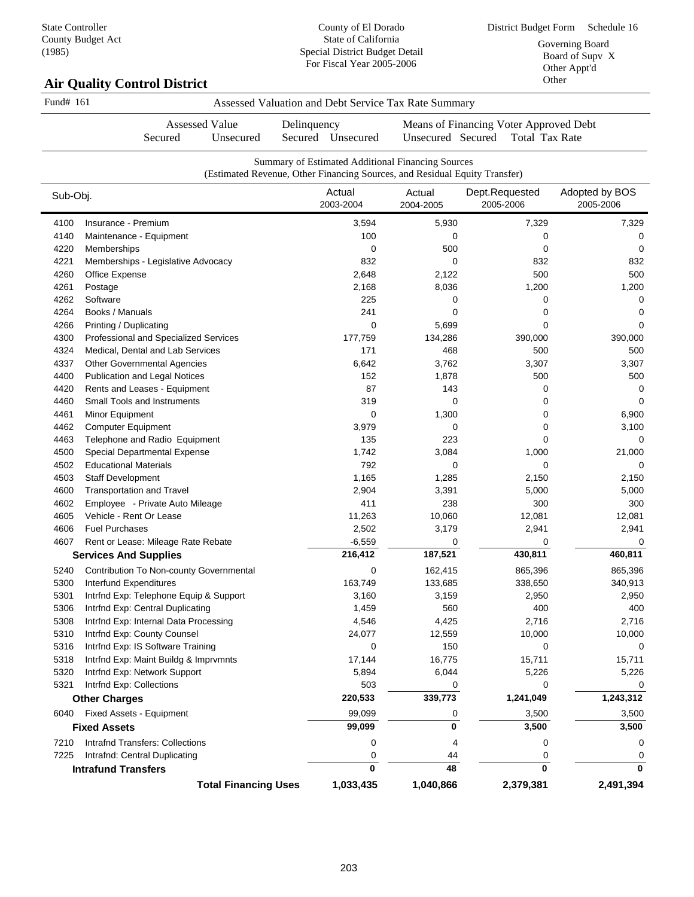State Controller
County Budget Act
(1985)

County of El Dorado
State of California
Special District Budget Detail
For Fiscal Year 2005-2006

District Budget Form Schedule 16

Governing Board
Board of Supv X
Other Appt'd
Other

## Air Quality Control District

Fund# 161 Assessed Valuation and Debt Service Tax Rate Summary

| Assessed Value | | Delinquency | | Means of Financing Voter Approved Debt | | |
|---|---|---|---|---|---|---|
| Secured | Unsecured | Secured | Unsecured | Unsecured | Secured | Total Tax Rate |

Summary of Estimated Additional Financing Sources
(Estimated Revenue, Other Financing Sources, and Residual Equity Transfer)

| Sub-Obj. | | Actual 2003-2004 | Actual 2004-2005 | Dept.Requested 2005-2006 | Adopted by BOS 2005-2006 |
|---|---|---|---|---|---|
| 4100 | Insurance - Premium | 3,594 | 5,930 | 7,329 | 7,329 |
| 4140 | Maintenance - Equipment | 100 | 0 | 0 | 0 |
| 4220 | Memberships | 0 | 500 | 0 | 0 |
| 4221 | Memberships - Legislative Advocacy | 832 | 0 | 832 | 832 |
| 4260 | Office Expense | 2,648 | 2,122 | 500 | 500 |
| 4261 | Postage | 2,168 | 8,036 | 1,200 | 1,200 |
| 4262 | Software | 225 | 0 | 0 | 0 |
| 4264 | Books / Manuals | 241 | 0 | 0 | 0 |
| 4266 | Printing / Duplicating | 0 | 5,699 | 0 | 0 |
| 4300 | Professional and Specialized Services | 177,759 | 134,286 | 390,000 | 390,000 |
| 4324 | Medical, Dental and Lab Services | 171 | 468 | 500 | 500 |
| 4337 | Other Governmental Agencies | 6,642 | 3,762 | 3,307 | 3,307 |
| 4400 | Publication and Legal Notices | 152 | 1,878 | 500 | 500 |
| 4420 | Rents and Leases - Equipment | 87 | 143 | 0 | 0 |
| 4460 | Small Tools and Instruments | 319 | 0 | 0 | 0 |
| 4461 | Minor Equipment | 0 | 1,300 | 0 | 6,900 |
| 4462 | Computer Equipment | 3,979 | 0 | 0 | 3,100 |
| 4463 | Telephone and Radio Equipment | 135 | 223 | 0 | 0 |
| 4500 | Special Departmental Expense | 1,742 | 3,084 | 1,000 | 21,000 |
| 4502 | Educational Materials | 792 | 0 | 0 | 0 |
| 4503 | Staff Development | 1,165 | 1,285 | 2,150 | 2,150 |
| 4600 | Transportation and Travel | 2,904 | 3,391 | 5,000 | 5,000 |
| 4602 | Employee - Private Auto Mileage | 411 | 238 | 300 | 300 |
| 4605 | Vehicle - Rent Or Lease | 11,263 | 10,060 | 12,081 | 12,081 |
| 4606 | Fuel Purchases | 2,502 | 3,179 | 2,941 | 2,941 |
| 4607 | Rent or Lease: Mileage Rate Rebate | -6,559 | 0 | 0 | 0 |
| | **Services And Supplies** | **216,412** | **187,521** | **430,811** | **460,811** |
| 5240 | Contribution To Non-county Governmental | 0 | 162,415 | 865,396 | 865,396 |
| 5300 | Interfund Expenditures | 163,749 | 133,685 | 338,650 | 340,913 |
| 5301 | Intrfnd Exp: Telephone Equip & Support | 3,160 | 3,159 | 2,950 | 2,950 |
| 5306 | Intrfnd Exp: Central Duplicating | 1,459 | 560 | 400 | 400 |
| 5308 | Intrfnd Exp: Internal Data Processing | 4,546 | 4,425 | 2,716 | 2,716 |
| 5310 | Intrfnd Exp: County Counsel | 24,077 | 12,559 | 10,000 | 10,000 |
| 5316 | Intrfnd Exp: IS Software Training | 0 | 150 | 0 | 0 |
| 5318 | Intrfnd Exp: Maint Buildg & Imprvmnts | 17,144 | 16,775 | 15,711 | 15,711 |
| 5320 | Intrfnd Exp: Network Support | 5,894 | 6,044 | 5,226 | 5,226 |
| 5321 | Intrfnd Exp: Collections | 503 | 0 | 0 | 0 |
| | **Other Charges** | **220,533** | **339,773** | **1,241,049** | **1,243,312** |
| 6040 | Fixed Assets - Equipment | 99,099 | 0 | 3,500 | 3,500 |
| | **Fixed Assets** | **99,099** | **0** | **3,500** | **3,500** |
| 7210 | Intrafnd Transfers: Collections | 0 | 4 | 0 | 0 |
| 7225 | Intrafnd: Central Duplicating | 0 | 44 | 0 | 0 |
| | **Intrafund Transfers** | **0** | **48** | **0** | **0** |
| | **Total Financing Uses** | **1,033,435** | **1,040,866** | **2,379,381** | **2,491,394** |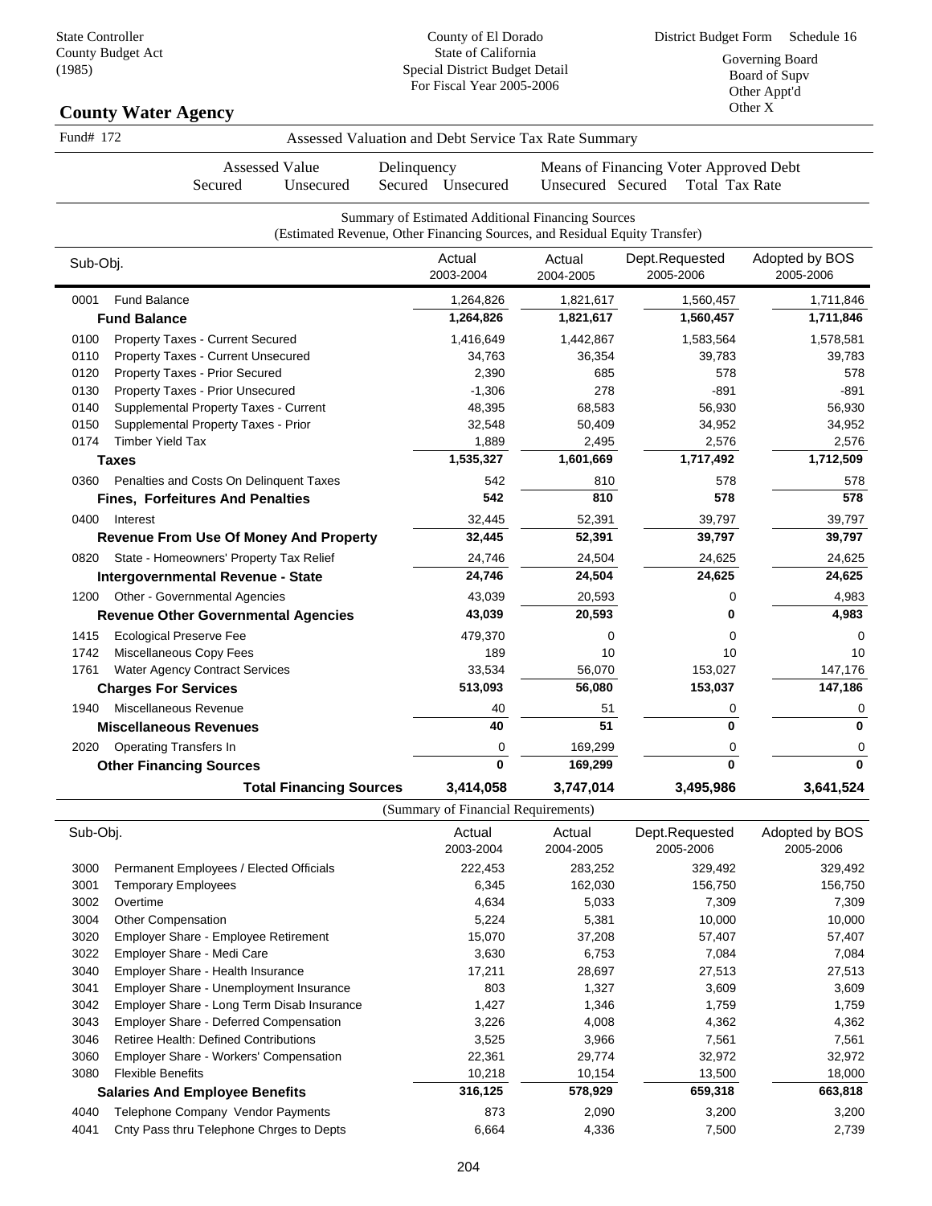State Controller
County Budget Act
(1985)

County of El Dorado
State of California
Special District Budget Detail
For Fiscal Year 2005-2006

District Budget Form Schedule 16

Governing Board
Board of Supv
Other Appt'd
Other X

## County Water Agency

Fund# 172 — Assessed Valuation and Debt Service Tax Rate Summary

| Assessed Value Secured | Assessed Value Unsecured | Delinquency Secured | Delinquency Unsecured | Means of Financing Voter Approved Debt Unsecured | Secured | Total Tax Rate |
|---|---|---|---|---|---|---|

### Summary of Estimated Additional Financing Sources
(Estimated Revenue, Other Financing Sources, and Residual Equity Transfer)

| Sub-Obj. | | Actual 2003-2004 | Actual 2004-2005 | Dept.Requested 2005-2006 | Adopted by BOS 2005-2006 |
|---|---|---|---|---|---|
| 0001 | Fund Balance | 1,264,826 | 1,821,617 | 1,560,457 | 1,711,846 |
| | **Fund Balance** | **1,264,826** | **1,821,617** | **1,560,457** | **1,711,846** |
| 0100 | Property Taxes - Current Secured | 1,416,649 | 1,442,867 | 1,583,564 | 1,578,581 |
| 0110 | Property Taxes - Current Unsecured | 34,763 | 36,354 | 39,783 | 39,783 |
| 0120 | Property Taxes - Prior Secured | 2,390 | 685 | 578 | 578 |
| 0130 | Property Taxes - Prior Unsecured | -1,306 | 278 | -891 | -891 |
| 0140 | Supplemental Property Taxes - Current | 48,395 | 68,583 | 56,930 | 56,930 |
| 0150 | Supplemental Property Taxes - Prior | 32,548 | 50,409 | 34,952 | 34,952 |
| 0174 | Timber Yield Tax | 1,889 | 2,495 | 2,576 | 2,576 |
| | **Taxes** | **1,535,327** | **1,601,669** | **1,717,492** | **1,712,509** |
| 0360 | Penalties and Costs On Delinquent Taxes | 542 | 810 | 578 | 578 |
| | **Fines, Forfeitures And Penalties** | **542** | **810** | **578** | **578** |
| 0400 | Interest | 32,445 | 52,391 | 39,797 | 39,797 |
| | **Revenue From Use Of Money And Property** | **32,445** | **52,391** | **39,797** | **39,797** |
| 0820 | State - Homeowners' Property Tax Relief | 24,746 | 24,504 | 24,625 | 24,625 |
| | **Intergovernmental Revenue - State** | **24,746** | **24,504** | **24,625** | **24,625** |
| 1200 | Other - Governmental Agencies | 43,039 | 20,593 | 0 | 4,983 |
| | **Revenue Other Governmental Agencies** | **43,039** | **20,593** | **0** | **4,983** |
| 1415 | Ecological Preserve Fee | 479,370 | 0 | 0 | 0 |
| 1742 | Miscellaneous Copy Fees | 189 | 10 | 10 | 10 |
| 1761 | Water Agency Contract Services | 33,534 | 56,070 | 153,027 | 147,176 |
| | **Charges For Services** | **513,093** | **56,080** | **153,037** | **147,186** |
| 1940 | Miscellaneous Revenue | 40 | 51 | 0 | 0 |
| | **Miscellaneous Revenues** | **40** | **51** | **0** | **0** |
| 2020 | Operating Transfers In | 0 | 169,299 | 0 | 0 |
| | **Other Financing Sources** | **0** | **169,299** | **0** | **0** |
| | **Total Financing Sources** | **3,414,058** | **3,747,014** | **3,495,986** | **3,641,524** |

### (Summary of Financial Requirements)

| Sub-Obj. | | Actual 2003-2004 | Actual 2004-2005 | Dept.Requested 2005-2006 | Adopted by BOS 2005-2006 |
|---|---|---|---|---|---|
| 3000 | Permanent Employees / Elected Officials | 222,453 | 283,252 | 329,492 | 329,492 |
| 3001 | Temporary Employees | 6,345 | 162,030 | 156,750 | 156,750 |
| 3002 | Overtime | 4,634 | 5,033 | 7,309 | 7,309 |
| 3004 | Other Compensation | 5,224 | 5,381 | 10,000 | 10,000 |
| 3020 | Employer Share - Employee Retirement | 15,070 | 37,208 | 57,407 | 57,407 |
| 3022 | Employer Share - Medi Care | 3,630 | 6,753 | 7,084 | 7,084 |
| 3040 | Employer Share - Health Insurance | 17,211 | 28,697 | 27,513 | 27,513 |
| 3041 | Employer Share - Unemployment Insurance | 803 | 1,327 | 3,609 | 3,609 |
| 3042 | Employer Share - Long Term Disab Insurance | 1,427 | 1,346 | 1,759 | 1,759 |
| 3043 | Employer Share - Deferred Compensation | 3,226 | 4,008 | 4,362 | 4,362 |
| 3046 | Retiree Health: Defined Contributions | 3,525 | 3,966 | 7,561 | 7,561 |
| 3060 | Employer Share - Workers' Compensation | 22,361 | 29,774 | 32,972 | 32,972 |
| 3080 | Flexible Benefits | 10,218 | 10,154 | 13,500 | 18,000 |
| | **Salaries And Employee Benefits** | **316,125** | **578,929** | **659,318** | **663,818** |
| 4040 | Telephone Company Vendor Payments | 873 | 2,090 | 3,200 | 3,200 |
| 4041 | Cnty Pass thru Telephone Chrges to Depts | 6,664 | 4,336 | 7,500 | 2,739 |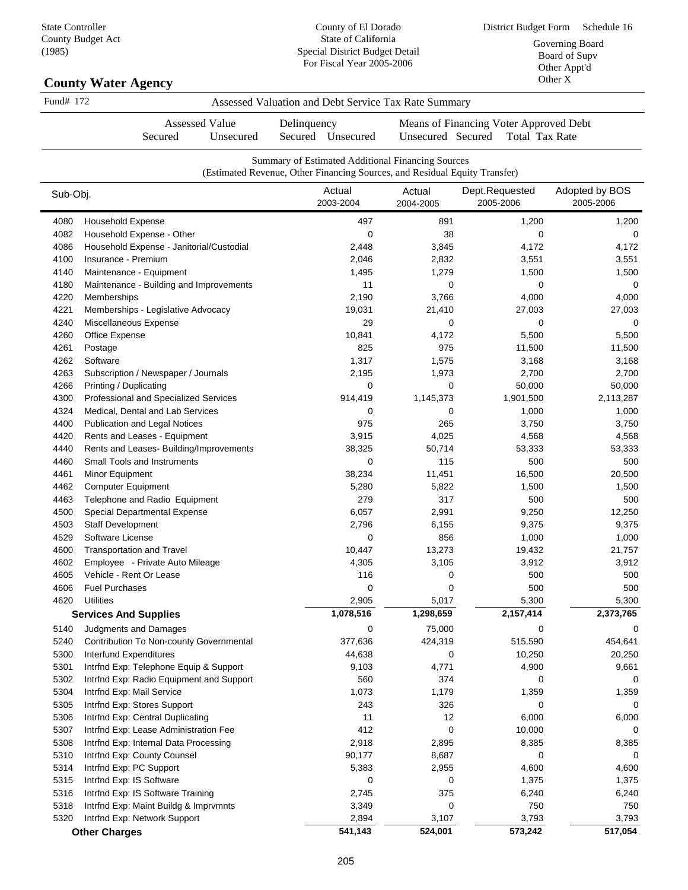State Controller
County Budget Act
(1985)

County of El Dorado
State of California
Special District Budget Detail
For Fiscal Year 2005-2006

District Budget Form Schedule 16

Governing Board
Board of Supv
Other Appt'd
Other X

## County Water Agency

Fund# 172 — Assessed Valuation and Debt Service Tax Rate Summary

| Assessed Value | | Delinquency | | Means of Financing Voter Approved Debt | | |
|---|---|---|---|---|---|---|
| Secured | Unsecured | Secured | Unsecured | Unsecured | Secured | Total Tax Rate |

Summary of Estimated Additional Financing Sources
(Estimated Revenue, Other Financing Sources, and Residual Equity Transfer)

| Sub-Obj. | | Actual 2003-2004 | Actual 2004-2005 | Dept.Requested 2005-2006 | Adopted by BOS 2005-2006 |
|---|---|---|---|---|---|
| 4080 | Household Expense | 497 | 891 | 1,200 | 1,200 |
| 4082 | Household Expense - Other | 0 | 38 | 0 | 0 |
| 4086 | Household Expense - Janitorial/Custodial | 2,448 | 3,845 | 4,172 | 4,172 |
| 4100 | Insurance - Premium | 2,046 | 2,832 | 3,551 | 3,551 |
| 4140 | Maintenance - Equipment | 1,495 | 1,279 | 1,500 | 1,500 |
| 4180 | Maintenance - Building and Improvements | 11 | 0 | 0 | 0 |
| 4220 | Memberships | 2,190 | 3,766 | 4,000 | 4,000 |
| 4221 | Memberships - Legislative Advocacy | 19,031 | 21,410 | 27,003 | 27,003 |
| 4240 | Miscellaneous Expense | 29 | 0 | 0 | 0 |
| 4260 | Office Expense | 10,841 | 4,172 | 5,500 | 5,500 |
| 4261 | Postage | 825 | 975 | 11,500 | 11,500 |
| 4262 | Software | 1,317 | 1,575 | 3,168 | 3,168 |
| 4263 | Subscription / Newspaper / Journals | 2,195 | 1,973 | 2,700 | 2,700 |
| 4266 | Printing / Duplicating | 0 | 0 | 50,000 | 50,000 |
| 4300 | Professional and Specialized Services | 914,419 | 1,145,373 | 1,901,500 | 2,113,287 |
| 4324 | Medical, Dental and Lab Services | 0 | 0 | 1,000 | 1,000 |
| 4400 | Publication and Legal Notices | 975 | 265 | 3,750 | 3,750 |
| 4420 | Rents and Leases - Equipment | 3,915 | 4,025 | 4,568 | 4,568 |
| 4440 | Rents and Leases- Building/Improvements | 38,325 | 50,714 | 53,333 | 53,333 |
| 4460 | Small Tools and Instruments | 0 | 115 | 500 | 500 |
| 4461 | Minor Equipment | 38,234 | 11,451 | 16,500 | 20,500 |
| 4462 | Computer Equipment | 5,280 | 5,822 | 1,500 | 1,500 |
| 4463 | Telephone and Radio Equipment | 279 | 317 | 500 | 500 |
| 4500 | Special Departmental Expense | 6,057 | 2,991 | 9,250 | 12,250 |
| 4503 | Staff Development | 2,796 | 6,155 | 9,375 | 9,375 |
| 4529 | Software License | 0 | 856 | 1,000 | 1,000 |
| 4600 | Transportation and Travel | 10,447 | 13,273 | 19,432 | 21,757 |
| 4602 | Employee - Private Auto Mileage | 4,305 | 3,105 | 3,912 | 3,912 |
| 4605 | Vehicle - Rent Or Lease | 116 | 0 | 500 | 500 |
| 4606 | Fuel Purchases | 0 | 0 | 500 | 500 |
| 4620 | Utilities | 2,905 | 5,017 | 5,300 | 5,300 |
| | **Services And Supplies** | **1,078,516** | **1,298,659** | **2,157,414** | **2,373,765** |
| 5140 | Judgments and Damages | 0 | 75,000 | 0 | 0 |
| 5240 | Contribution To Non-county Governmental | 377,636 | 424,319 | 515,590 | 454,641 |
| 5300 | Interfund Expenditures | 44,638 | 0 | 10,250 | 20,250 |
| 5301 | Intrfnd Exp: Telephone Equip & Support | 9,103 | 4,771 | 4,900 | 9,661 |
| 5302 | Intrfnd Exp: Radio Equipment and Support | 560 | 374 | 0 | 0 |
| 5304 | Intrfnd Exp: Mail Service | 1,073 | 1,179 | 1,359 | 1,359 |
| 5305 | Intrfnd Exp: Stores Support | 243 | 326 | 0 | 0 |
| 5306 | Intrfnd Exp: Central Duplicating | 11 | 12 | 6,000 | 6,000 |
| 5307 | Intrfnd Exp: Lease Administration Fee | 412 | 0 | 10,000 | 0 |
| 5308 | Intrfnd Exp: Internal Data Processing | 2,918 | 2,895 | 8,385 | 8,385 |
| 5310 | Intrfnd Exp: County Counsel | 90,177 | 8,687 | 0 | 0 |
| 5314 | Intrfnd Exp: PC Support | 5,383 | 2,955 | 4,600 | 4,600 |
| 5315 | Intrfnd Exp: IS Software | 0 | 0 | 1,375 | 1,375 |
| 5316 | Intrfnd Exp: IS Software Training | 2,745 | 375 | 6,240 | 6,240 |
| 5318 | Intrfnd Exp: Maint Buildg & Imprvmnts | 3,349 | 0 | 750 | 750 |
| 5320 | Intrfnd Exp: Network Support | 2,894 | 3,107 | 3,793 | 3,793 |
| | **Other Charges** | **541,143** | **524,001** | **573,242** | **517,054** |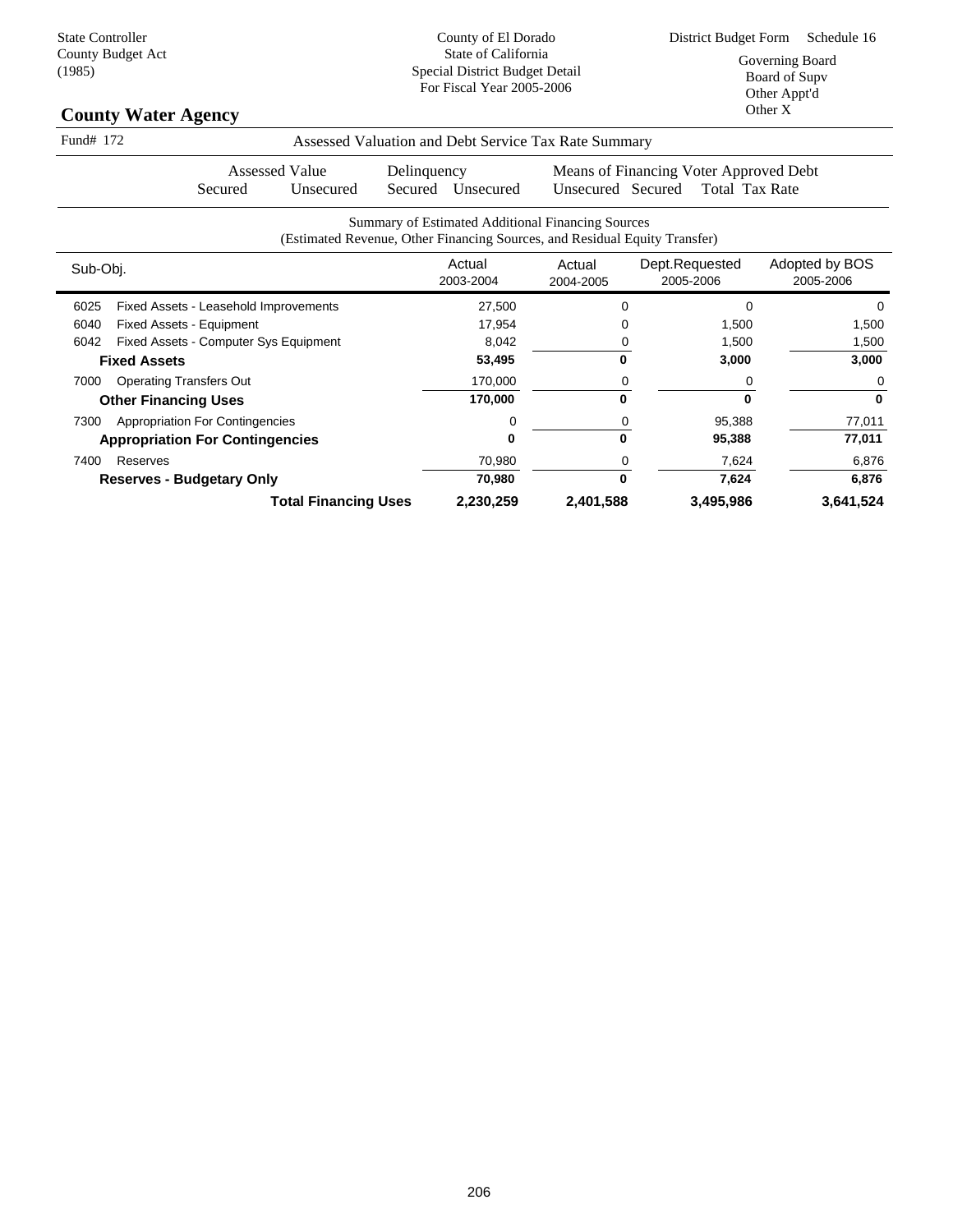State Controller
County Budget Act
(1985)

County of El Dorado
State of California
Special District Budget Detail
For Fiscal Year 2005-2006

District Budget Form Schedule 16

Governing Board
Board of Supv
Other Appt'd
Other X

## County Water Agency

Fund# 172 — Assessed Valuation and Debt Service Tax Rate Summary

| Assessed Value | | Delinquency | | Means of Financing Voter Approved Debt | | | |
|---|---|---|---|---|---|---|---|
| Secured | Unsecured | Secured | Unsecured | Unsecured | Secured | Total | Tax Rate |

Summary of Estimated Additional Financing Sources
(Estimated Revenue, Other Financing Sources, and Residual Equity Transfer)

| Sub-Obj. | | Actual 2003-2004 | Actual 2004-2005 | Dept.Requested 2005-2006 | Adopted by BOS 2005-2006 |
|---|---|---|---|---|---|
| 6025 | Fixed Assets - Leasehold Improvements | 27,500 | 0 | 0 | 0 |
| 6040 | Fixed Assets - Equipment | 17,954 | 0 | 1,500 | 1,500 |
| 6042 | Fixed Assets - Computer Sys Equipment | 8,042 | 0 | 1,500 | 1,500 |
| | **Fixed Assets** | **53,495** | **0** | **3,000** | **3,000** |
| 7000 | Operating Transfers Out | 170,000 | 0 | 0 | 0 |
| | **Other Financing Uses** | **170,000** | **0** | **0** | **0** |
| 7300 | Appropriation For Contingencies | 0 | 0 | 95,388 | 77,011 |
| | **Appropriation For Contingencies** | **0** | **0** | **95,388** | **77,011** |
| 7400 | Reserves | 70,980 | 0 | 7,624 | 6,876 |
| | **Reserves - Budgetary Only** | **70,980** | **0** | **7,624** | **6,876** |
| | **Total Financing Uses** | **2,230,259** | **2,401,588** | **3,495,986** | **3,641,524** |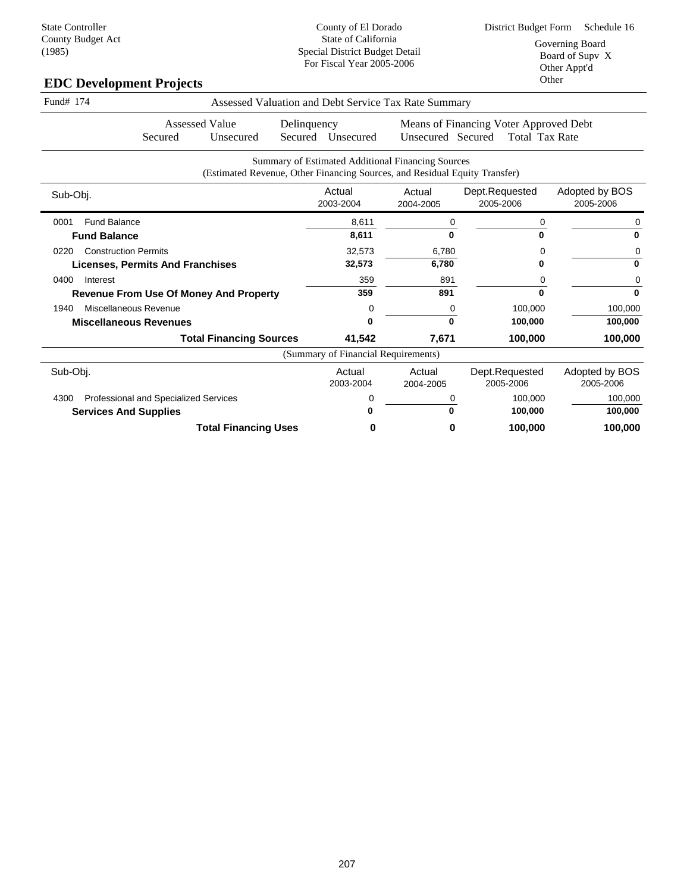State Controller
County Budget Act
(1985)

County of El Dorado
State of California
Special District Budget Detail
For Fiscal Year 2005-2006

District Budget Form Schedule 16

Governing Board
Board of Supv X
Other Appt'd
Other

## EDC Development Projects

Fund# 174 — Assessed Valuation and Debt Service Tax Rate Summary

| Assessed Value | | Delinquency | | Means of Financing Voter Approved Debt | | |
|---|---|---|---|---|---|---|
| Secured | Unsecured | Secured | Unsecured | Unsecured | Secured | Total Tax Rate |

Summary of Estimated Additional Financing Sources
(Estimated Revenue, Other Financing Sources, and Residual Equity Transfer)

| Sub-Obj. | Actual 2003-2004 | Actual 2004-2005 | Dept.Requested 2005-2006 | Adopted by BOS 2005-2006 |
|---|---|---|---|---|
| 0001 Fund Balance | 8,611 | 0 | 0 | 0 |
| **Fund Balance** | **8,611** | **0** | **0** | **0** |
| 0220 Construction Permits | 32,573 | 6,780 | 0 | 0 |
| **Licenses, Permits And Franchises** | **32,573** | **6,780** | **0** | **0** |
| 0400 Interest | 359 | 891 | 0 | 0 |
| **Revenue From Use Of Money And Property** | **359** | **891** | **0** | **0** |
| 1940 Miscellaneous Revenue | 0 | 0 | 100,000 | 100,000 |
| **Miscellaneous Revenues** | **0** | **0** | **100,000** | **100,000** |
| **Total Financing Sources** | **41,542** | **7,671** | **100,000** | **100,000** |

(Summary of Financial Requirements)

| Sub-Obj. | Actual 2003-2004 | Actual 2004-2005 | Dept.Requested 2005-2006 | Adopted by BOS 2005-2006 |
|---|---|---|---|---|
| 4300 Professional and Specialized Services | 0 | 0 | 100,000 | 100,000 |
| **Services And Supplies** | **0** | **0** | **100,000** | **100,000** |
| **Total Financing Uses** | **0** | **0** | **100,000** | **100,000** |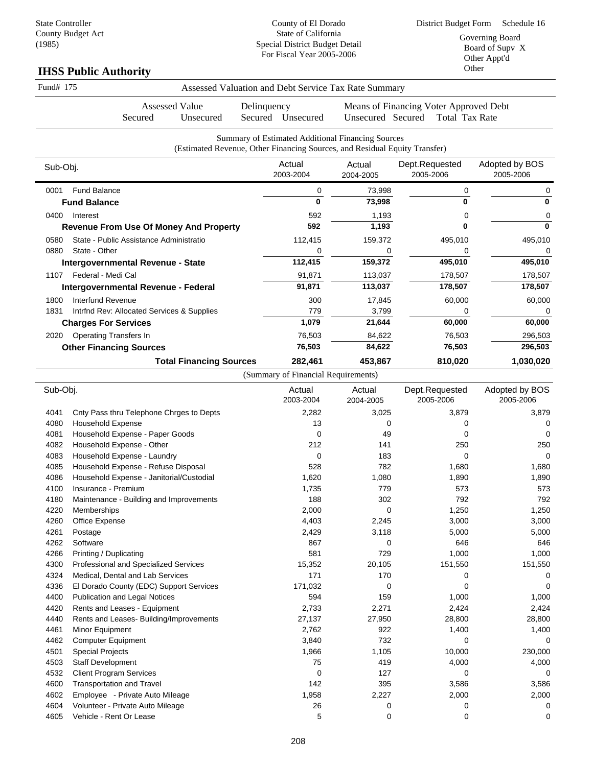State Controller
County Budget Act
(1985)

County of El Dorado
State of California
Special District Budget Detail
For Fiscal Year 2005-2006

District Budget Form Schedule 16

Governing Board
Board of Supv X
Other Appt'd
Other

## IHSS Public Authority

Fund# 175 — Assessed Valuation and Debt Service Tax Rate Summary

| Assessed Value | | Delinquency | | Means of Financing Voter Approved Debt | | |
|---|---|---|---|---|---|---|
| Secured | Unsecured | Secured | Unsecured | Unsecured | Secured | Total Tax Rate |

### Summary of Estimated Additional Financing Sources
(Estimated Revenue, Other Financing Sources, and Residual Equity Transfer)

| Sub-Obj. | | Actual 2003-2004 | Actual 2004-2005 | Dept.Requested 2005-2006 | Adopted by BOS 2005-2006 |
|---|---|---|---|---|---|
| 0001 | Fund Balance | 0 | 73,998 | 0 | 0 |
| | **Fund Balance** | **0** | **73,998** | **0** | **0** |
| 0400 | Interest | 592 | 1,193 | 0 | 0 |
| | **Revenue From Use Of Money And Property** | **592** | **1,193** | **0** | **0** |
| 0580 | State - Public Assistance Administratio | 112,415 | 159,372 | 495,010 | 495,010 |
| 0880 | State - Other | 0 | 0 | 0 | 0 |
| | **Intergovernmental Revenue - State** | **112,415** | **159,372** | **495,010** | **495,010** |
| 1107 | Federal - Medi Cal | 91,871 | 113,037 | 178,507 | 178,507 |
| | **Intergovernmental Revenue - Federal** | **91,871** | **113,037** | **178,507** | **178,507** |
| 1800 | Interfund Revenue | 300 | 17,845 | 60,000 | 60,000 |
| 1831 | Intrfnd Rev: Allocated Services & Supplies | 779 | 3,799 | 0 | 0 |
| | **Charges For Services** | **1,079** | **21,644** | **60,000** | **60,000** |
| 2020 | Operating Transfers In | 76,503 | 84,622 | 76,503 | 296,503 |
| | **Other Financing Sources** | **76,503** | **84,622** | **76,503** | **296,503** |
| | **Total Financing Sources** | **282,461** | **453,867** | **810,020** | **1,030,020** |

### (Summary of Financial Requirements)

| Sub-Obj. | | Actual 2003-2004 | Actual 2004-2005 | Dept.Requested 2005-2006 | Adopted by BOS 2005-2006 |
|---|---|---|---|---|---|
| 4041 | Cnty Pass thru Telephone Chrges to Depts | 2,282 | 3,025 | 3,879 | 3,879 |
| 4080 | Household Expense | 13 | 0 | 0 | 0 |
| 4081 | Household Expense - Paper Goods | 0 | 49 | 0 | 0 |
| 4082 | Household Expense - Other | 212 | 141 | 250 | 250 |
| 4083 | Household Expense - Laundry | 0 | 183 | 0 | 0 |
| 4085 | Household Expense - Refuse Disposal | 528 | 782 | 1,680 | 1,680 |
| 4086 | Household Expense - Janitorial/Custodial | 1,620 | 1,080 | 1,890 | 1,890 |
| 4100 | Insurance - Premium | 1,735 | 779 | 573 | 573 |
| 4180 | Maintenance - Building and Improvements | 188 | 302 | 792 | 792 |
| 4220 | Memberships | 2,000 | 0 | 1,250 | 1,250 |
| 4260 | Office Expense | 4,403 | 2,245 | 3,000 | 3,000 |
| 4261 | Postage | 2,429 | 3,118 | 5,000 | 5,000 |
| 4262 | Software | 867 | 0 | 646 | 646 |
| 4266 | Printing / Duplicating | 581 | 729 | 1,000 | 1,000 |
| 4300 | Professional and Specialized Services | 15,352 | 20,105 | 151,550 | 151,550 |
| 4324 | Medical, Dental and Lab Services | 171 | 170 | 0 | 0 |
| 4336 | El Dorado County (EDC) Support Services | 171,032 | 0 | 0 | 0 |
| 4400 | Publication and Legal Notices | 594 | 159 | 1,000 | 1,000 |
| 4420 | Rents and Leases - Equipment | 2,733 | 2,271 | 2,424 | 2,424 |
| 4440 | Rents and Leases- Building/Improvements | 27,137 | 27,950 | 28,800 | 28,800 |
| 4461 | Minor Equipment | 2,762 | 922 | 1,400 | 1,400 |
| 4462 | Computer Equipment | 3,840 | 732 | 0 | 0 |
| 4501 | Special Projects | 1,966 | 1,105 | 10,000 | 230,000 |
| 4503 | Staff Development | 75 | 419 | 4,000 | 4,000 |
| 4532 | Client Program Services | 0 | 127 | 0 | 0 |
| 4600 | Transportation and Travel | 142 | 395 | 3,586 | 3,586 |
| 4602 | Employee - Private Auto Mileage | 1,958 | 2,227 | 2,000 | 2,000 |
| 4604 | Volunteer - Private Auto Mileage | 26 | 0 | 0 | 0 |
| 4605 | Vehicle - Rent Or Lease | 5 | 0 | 0 | 0 |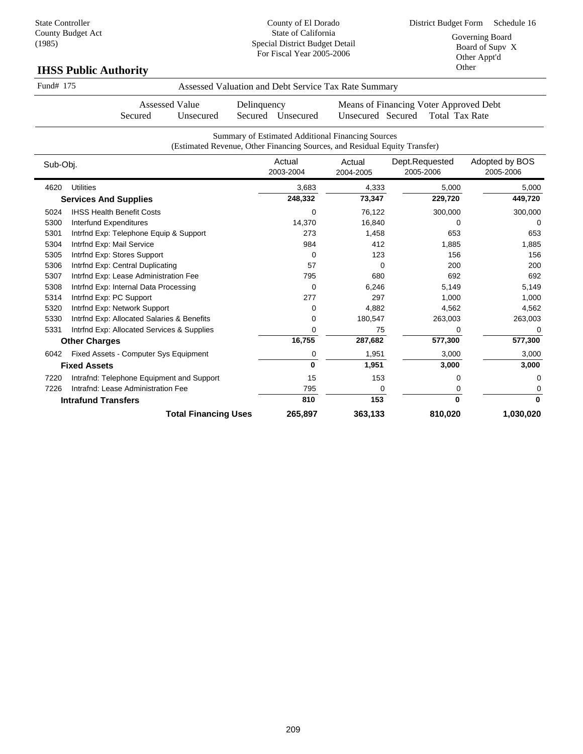State Controller
County Budget Act
(1985)

County of El Dorado
State of California
Special District Budget Detail
For Fiscal Year 2005-2006

District Budget Form Schedule 16

Governing Board
Board of Supv X
Other Appt'd
Other

## IHSS Public Authority

Fund# 175 — Assessed Valuation and Debt Service Tax Rate Summary

| Assessed Value | | Delinquency | | Means of Financing Voter Approved Debt | | |
|---|---|---|---|---|---|---|
| Secured | Unsecured | Secured | Unsecured | Unsecured | Secured | Total Tax Rate |

Summary of Estimated Additional Financing Sources
(Estimated Revenue, Other Financing Sources, and Residual Equity Transfer)

| Sub-Obj. | | Actual 2003-2004 | Actual 2004-2005 | Dept.Requested 2005-2006 | Adopted by BOS 2005-2006 |
|---|---|---|---|---|---|
| 4620 | Utilities | 3,683 | 4,333 | 5,000 | 5,000 |
| | **Services And Supplies** | **248,332** | **73,347** | **229,720** | **449,720** |
| 5024 | IHSS Health Benefit Costs | 0 | 76,122 | 300,000 | 300,000 |
| 5300 | Interfund Expenditures | 14,370 | 16,840 | 0 | 0 |
| 5301 | Intrfnd Exp: Telephone Equip & Support | 273 | 1,458 | 653 | 653 |
| 5304 | Intrfnd Exp: Mail Service | 984 | 412 | 1,885 | 1,885 |
| 5305 | Intrfnd Exp: Stores Support | 0 | 123 | 156 | 156 |
| 5306 | Intrfnd Exp: Central Duplicating | 57 | 0 | 200 | 200 |
| 5307 | Intrfnd Exp: Lease Administration Fee | 795 | 680 | 692 | 692 |
| 5308 | Intrfnd Exp: Internal Data Processing | 0 | 6,246 | 5,149 | 5,149 |
| 5314 | Intrfnd Exp: PC Support | 277 | 297 | 1,000 | 1,000 |
| 5320 | Intrfnd Exp: Network Support | 0 | 4,882 | 4,562 | 4,562 |
| 5330 | Intrfnd Exp: Allocated Salaries & Benefits | 0 | 180,547 | 263,003 | 263,003 |
| 5331 | Intrfnd Exp: Allocated Services & Supplies | 0 | 75 | 0 | 0 |
| | **Other Charges** | **16,755** | **287,682** | **577,300** | **577,300** |
| 6042 | Fixed Assets - Computer Sys Equipment | 0 | 1,951 | 3,000 | 3,000 |
| | **Fixed Assets** | **0** | **1,951** | **3,000** | **3,000** |
| 7220 | Intrafnd: Telephone Equipment and Support | 15 | 153 | 0 | 0 |
| 7226 | Intrafnd: Lease Administration Fee | 795 | 0 | 0 | 0 |
| | **Intrafund Transfers** | **810** | **153** | **0** | **0** |
| | **Total Financing Uses** | **265,897** | **363,133** | **810,020** | **1,030,020** |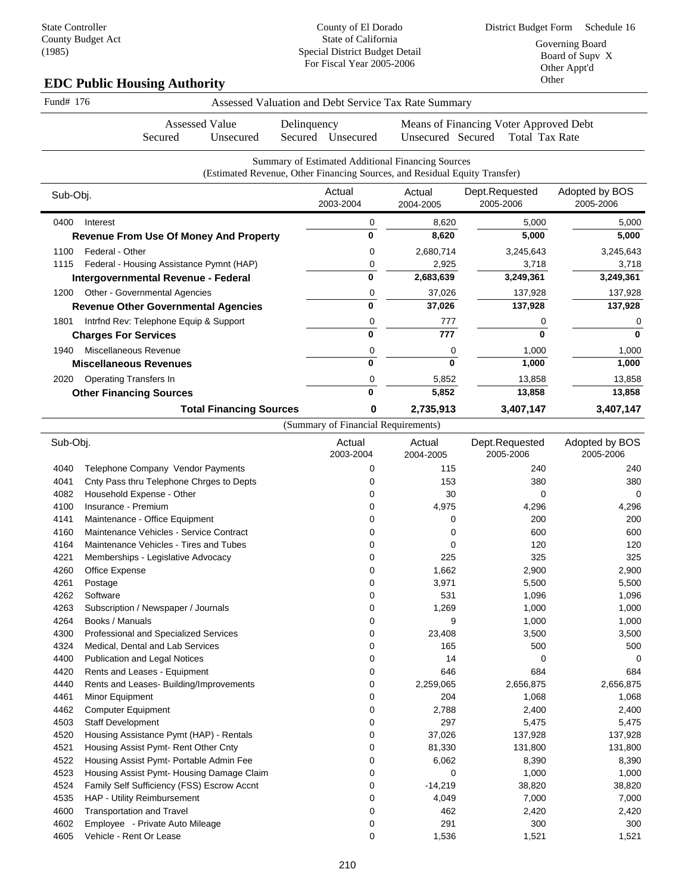State Controller
County Budget Act
(1985)

County of El Dorado
State of California
Special District Budget Detail
For Fiscal Year 2005-2006

District Budget Form Schedule 16

Governing Board
Board of Supv X
Other Appt'd
Other

## EDC Public Housing Authority

Fund# 176 — Assessed Valuation and Debt Service Tax Rate Summary

| Assessed Value | | Delinquency | | Means of Financing Voter Approved Debt | | |
|---|---|---|---|---|---|---|
| Secured | Unsecured | Secured | Unsecured | Unsecured | Secured | Total Tax Rate |

Summary of Estimated Additional Financing Sources
(Estimated Revenue, Other Financing Sources, and Residual Equity Transfer)

| Sub-Obj. | | Actual 2003-2004 | Actual 2004-2005 | Dept.Requested 2005-2006 | Adopted by BOS 2005-2006 |
|---|---|---|---|---|---|
| 0400 | Interest | 0 | 8,620 | 5,000 | 5,000 |
| | **Revenue From Use Of Money And Property** | **0** | **8,620** | **5,000** | **5,000** |
| 1100 | Federal - Other | 0 | 2,680,714 | 3,245,643 | 3,245,643 |
| 1115 | Federal - Housing Assistance Pymnt (HAP) | 0 | 2,925 | 3,718 | 3,718 |
| | **Intergovernmental Revenue - Federal** | **0** | **2,683,639** | **3,249,361** | **3,249,361** |
| 1200 | Other - Governmental Agencies | 0 | 37,026 | 137,928 | 137,928 |
| | **Revenue Other Governmental Agencies** | **0** | **37,026** | **137,928** | **137,928** |
| 1801 | Intrfnd Rev: Telephone Equip & Support | 0 | 777 | 0 | 0 |
| | **Charges For Services** | **0** | **777** | **0** | **0** |
| 1940 | Miscellaneous Revenue | 0 | 0 | 1,000 | 1,000 |
| | **Miscellaneous Revenues** | **0** | **0** | **1,000** | **1,000** |
| 2020 | Operating Transfers In | 0 | 5,852 | 13,858 | 13,858 |
| | **Other Financing Sources** | **0** | **5,852** | **13,858** | **13,858** |
| | **Total Financing Sources** | **0** | **2,735,913** | **3,407,147** | **3,407,147** |

(Summary of Financial Requirements)

| Sub-Obj. | | Actual 2003-2004 | Actual 2004-2005 | Dept.Requested 2005-2006 | Adopted by BOS 2005-2006 |
|---|---|---|---|---|---|
| 4040 | Telephone Company Vendor Payments | 0 | 115 | 240 | 240 |
| 4041 | Cnty Pass thru Telephone Chrges to Depts | 0 | 153 | 380 | 380 |
| 4082 | Household Expense - Other | 0 | 30 | 0 | 0 |
| 4100 | Insurance - Premium | 0 | 4,975 | 4,296 | 4,296 |
| 4141 | Maintenance - Office Equipment | 0 | 0 | 200 | 200 |
| 4160 | Maintenance Vehicles - Service Contract | 0 | 0 | 600 | 600 |
| 4164 | Maintenance Vehicles - Tires and Tubes | 0 | 0 | 120 | 120 |
| 4221 | Memberships - Legislative Advocacy | 0 | 225 | 325 | 325 |
| 4260 | Office Expense | 0 | 1,662 | 2,900 | 2,900 |
| 4261 | Postage | 0 | 3,971 | 5,500 | 5,500 |
| 4262 | Software | 0 | 531 | 1,096 | 1,096 |
| 4263 | Subscription / Newspaper / Journals | 0 | 1,269 | 1,000 | 1,000 |
| 4264 | Books / Manuals | 0 | 9 | 1,000 | 1,000 |
| 4300 | Professional and Specialized Services | 0 | 23,408 | 3,500 | 3,500 |
| 4324 | Medical, Dental and Lab Services | 0 | 165 | 500 | 500 |
| 4400 | Publication and Legal Notices | 0 | 14 | 0 | 0 |
| 4420 | Rents and Leases - Equipment | 0 | 646 | 684 | 684 |
| 4440 | Rents and Leases- Building/Improvements | 0 | 2,259,065 | 2,656,875 | 2,656,875 |
| 4461 | Minor Equipment | 0 | 204 | 1,068 | 1,068 |
| 4462 | Computer Equipment | 0 | 2,788 | 2,400 | 2,400 |
| 4503 | Staff Development | 0 | 297 | 5,475 | 5,475 |
| 4520 | Housing Assistance Pymt (HAP) - Rentals | 0 | 37,026 | 137,928 | 137,928 |
| 4521 | Housing Assist Pymt- Rent Other Cnty | 0 | 81,330 | 131,800 | 131,800 |
| 4522 | Housing Assist Pymt- Portable Admin Fee | 0 | 6,062 | 8,390 | 8,390 |
| 4523 | Housing Assist Pymt- Housing Damage Claim | 0 | 0 | 1,000 | 1,000 |
| 4524 | Family Self Sufficiency (FSS) Escrow Accnt | 0 | -14,219 | 38,820 | 38,820 |
| 4535 | HAP - Utility Reimbursement | 0 | 4,049 | 7,000 | 7,000 |
| 4600 | Transportation and Travel | 0 | 462 | 2,420 | 2,420 |
| 4602 | Employee - Private Auto Mileage | 0 | 291 | 300 | 300 |
| 4605 | Vehicle - Rent Or Lease | 0 | 1,536 | 1,521 | 1,521 |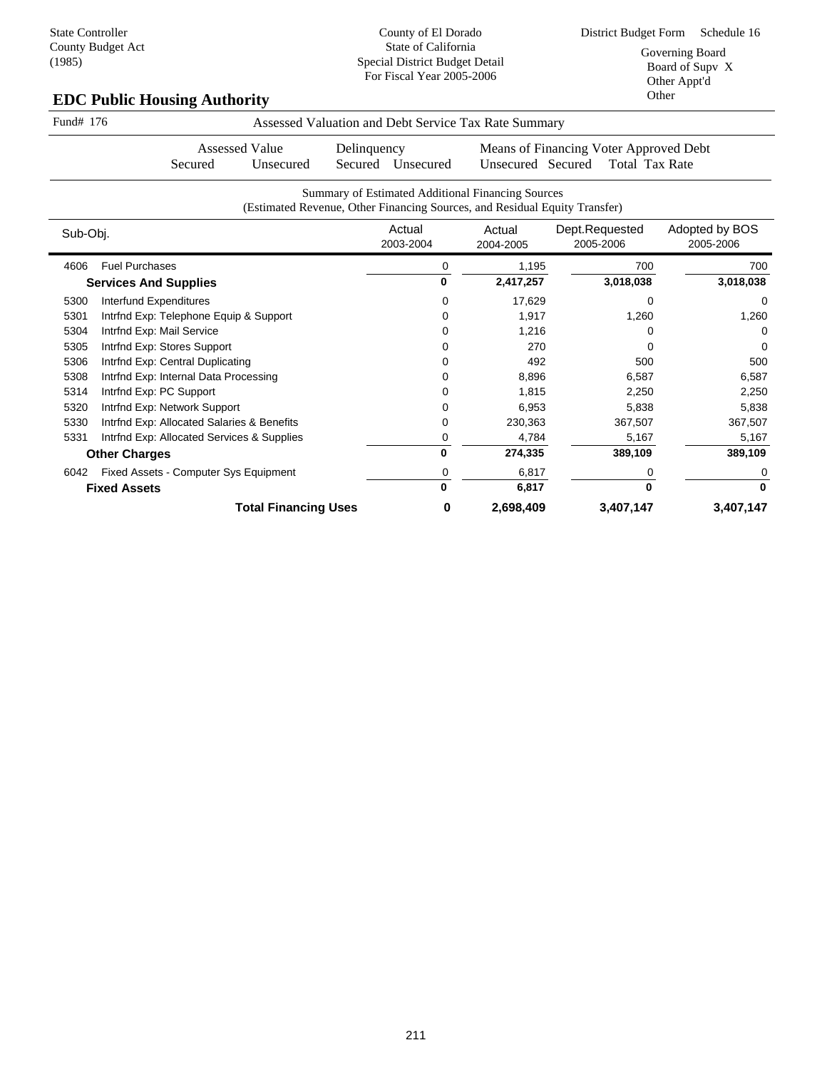State Controller
County Budget Act
(1985)

County of El Dorado
State of California
Special District Budget Detail
For Fiscal Year 2005-2006

District Budget Form Schedule 16

Governing Board
Board of Supv X
Other Appt'd
Other

## EDC Public Housing Authority

Fund# 176 — Assessed Valuation and Debt Service Tax Rate Summary

| Assessed Value | | Delinquency | | Means of Financing Voter Approved Debt | | |
|---|---|---|---|---|---|---|
| Secured | Unsecured | Secured | Unsecured | Unsecured | Secured | Total Tax Rate |

Summary of Estimated Additional Financing Sources
(Estimated Revenue, Other Financing Sources, and Residual Equity Transfer)

| Sub-Obj. | | Actual 2003-2004 | Actual 2004-2005 | Dept.Requested 2005-2006 | Adopted by BOS 2005-2006 |
|---|---|---|---|---|---|
| 4606 | Fuel Purchases | 0 | 1,195 | 700 | 700 |
| | **Services And Supplies** | **0** | **2,417,257** | **3,018,038** | **3,018,038** |
| 5300 | Interfund Expenditures | 0 | 17,629 | 0 | 0 |
| 5301 | Intrfnd Exp: Telephone Equip & Support | 0 | 1,917 | 1,260 | 1,260 |
| 5304 | Intrfnd Exp: Mail Service | 0 | 1,216 | 0 | 0 |
| 5305 | Intrfnd Exp: Stores Support | 0 | 270 | 0 | 0 |
| 5306 | Intrfnd Exp: Central Duplicating | 0 | 492 | 500 | 500 |
| 5308 | Intrfnd Exp: Internal Data Processing | 0 | 8,896 | 6,587 | 6,587 |
| 5314 | Intrfnd Exp: PC Support | 0 | 1,815 | 2,250 | 2,250 |
| 5320 | Intrfnd Exp: Network Support | 0 | 6,953 | 5,838 | 5,838 |
| 5330 | Intrfnd Exp: Allocated Salaries & Benefits | 0 | 230,363 | 367,507 | 367,507 |
| 5331 | Intrfnd Exp: Allocated Services & Supplies | 0 | 4,784 | 5,167 | 5,167 |
| | **Other Charges** | **0** | **274,335** | **389,109** | **389,109** |
| 6042 | Fixed Assets - Computer Sys Equipment | 0 | 6,817 | 0 | 0 |
| | **Fixed Assets** | **0** | **6,817** | **0** | **0** |
| | **Total Financing Uses** | **0** | **2,698,409** | **3,407,147** | **3,407,147** |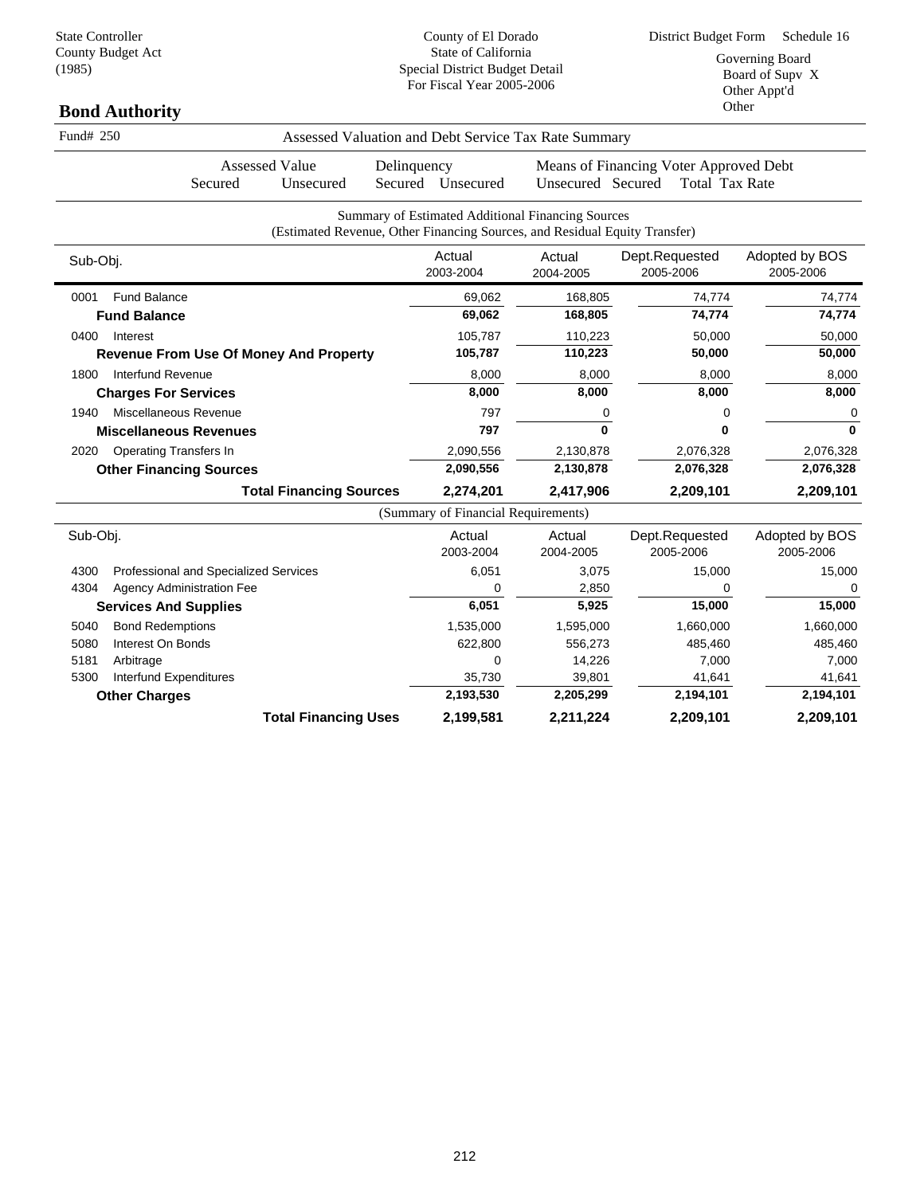State Controller
County Budget Act
(1985)

County of El Dorado
State of California
Special District Budget Detail
For Fiscal Year 2005-2006

District Budget Form Schedule 16

Governing Board
Board of Supv X
Other Appt'd
Other

## Bond Authority

Fund# 250 — Assessed Valuation and Debt Service Tax Rate Summary

| Assessed Value | | Delinquency | | Means of Financing Voter Approved Debt | | |
|---|---|---|---|---|---|---|
| Secured | Unsecured | Secured | Unsecured | Unsecured | Secured | Total Tax Rate |

Summary of Estimated Additional Financing Sources
(Estimated Revenue, Other Financing Sources, and Residual Equity Transfer)

| Sub-Obj. | | Actual 2003-2004 | Actual 2004-2005 | Dept.Requested 2005-2006 | Adopted by BOS 2005-2006 |
|---|---|---|---|---|---|
| 0001 | Fund Balance | 69,062 | 168,805 | 74,774 | 74,774 |
| | **Fund Balance** | **69,062** | **168,805** | **74,774** | **74,774** |
| 0400 | Interest | 105,787 | 110,223 | 50,000 | 50,000 |
| | **Revenue From Use Of Money And Property** | **105,787** | **110,223** | **50,000** | **50,000** |
| 1800 | Interfund Revenue | 8,000 | 8,000 | 8,000 | 8,000 |
| | **Charges For Services** | **8,000** | **8,000** | **8,000** | **8,000** |
| 1940 | Miscellaneous Revenue | 797 | 0 | 0 | 0 |
| | **Miscellaneous Revenues** | **797** | **0** | **0** | **0** |
| 2020 | Operating Transfers In | 2,090,556 | 2,130,878 | 2,076,328 | 2,076,328 |
| | **Other Financing Sources** | **2,090,556** | **2,130,878** | **2,076,328** | **2,076,328** |
| | **Total Financing Sources** | **2,274,201** | **2,417,906** | **2,209,101** | **2,209,101** |

(Summary of Financial Requirements)

| Sub-Obj. | | Actual 2003-2004 | Actual 2004-2005 | Dept.Requested 2005-2006 | Adopted by BOS 2005-2006 |
|---|---|---|---|---|---|
| 4300 | Professional and Specialized Services | 6,051 | 3,075 | 15,000 | 15,000 |
| 4304 | Agency Administration Fee | 0 | 2,850 | 0 | 0 |
| | **Services And Supplies** | **6,051** | **5,925** | **15,000** | **15,000** |
| 5040 | Bond Redemptions | 1,535,000 | 1,595,000 | 1,660,000 | 1,660,000 |
| 5080 | Interest On Bonds | 622,800 | 556,273 | 485,460 | 485,460 |
| 5181 | Arbitrage | 0 | 14,226 | 7,000 | 7,000 |
| 5300 | Interfund Expenditures | 35,730 | 39,801 | 41,641 | 41,641 |
| | **Other Charges** | **2,193,530** | **2,205,299** | **2,194,101** | **2,194,101** |
| | **Total Financing Uses** | **2,199,581** | **2,211,224** | **2,209,101** | **2,209,101** |